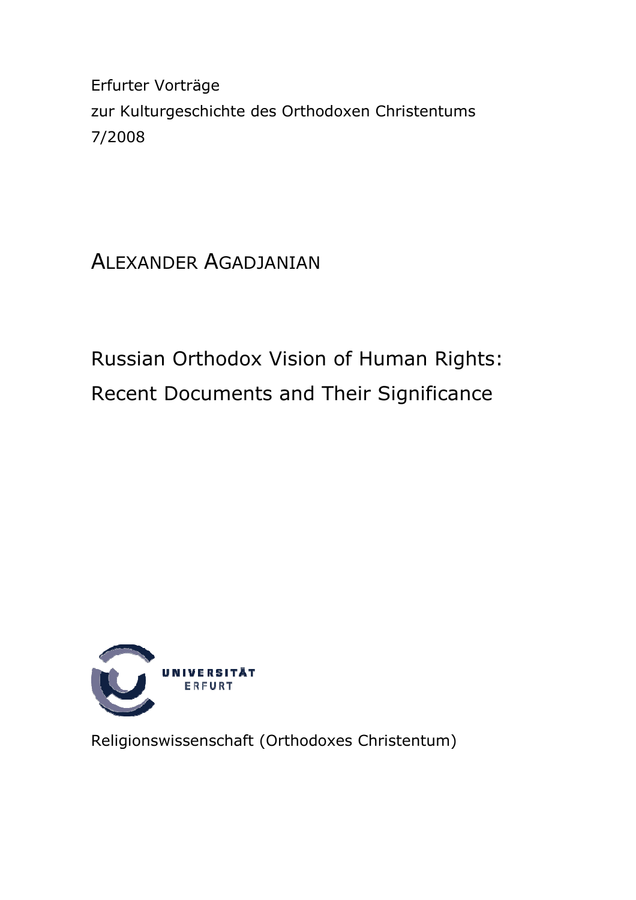Erfurter Vorträge

zur Kulturgeschichte des Orthodoxen Christentums

7/2008

ALEXANDER AGADJANIAN

# Russian Orthodox Vision of Human Rights: Recent Documents and Their Significance

UNIVERSITÄT ERFURT

Religionswissenschaft (Orthodoxes Christentum)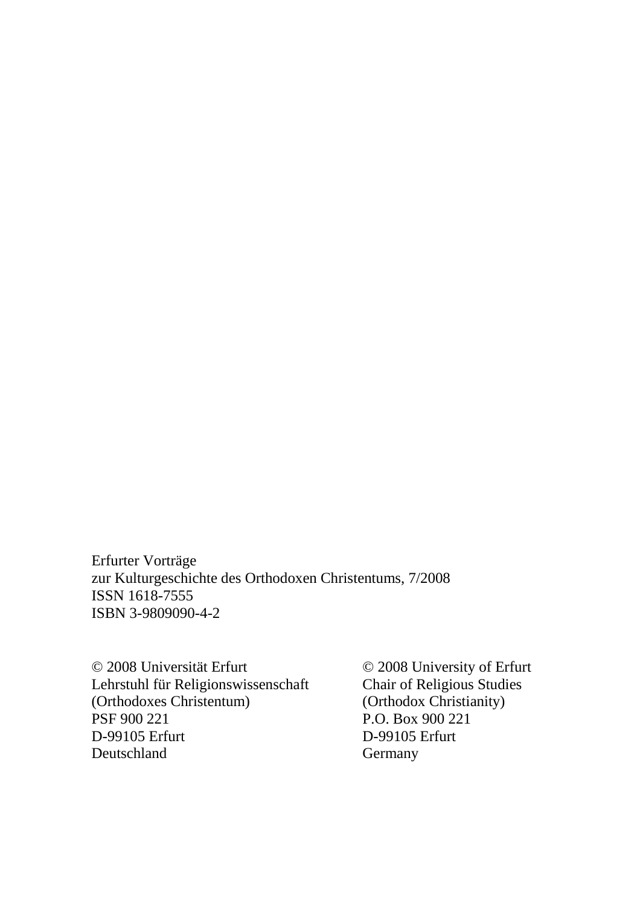Erfurter Vorträge
zur Kulturgeschichte des Orthodoxen Christentums, 7/2008
ISSN 1618-7555
ISBN 3-9809090-4-2

© 2008 Universität Erfurt
Lehrstuhl für Religionswissenschaft
(Orthodoxes Christentum)
PSF 900 221
D-99105 Erfurt
Deutschland

© 2008 University of Erfurt
Chair of Religious Studies
(Orthodox Christianity)
P.O. Box 900 221
D-99105 Erfurt
Germany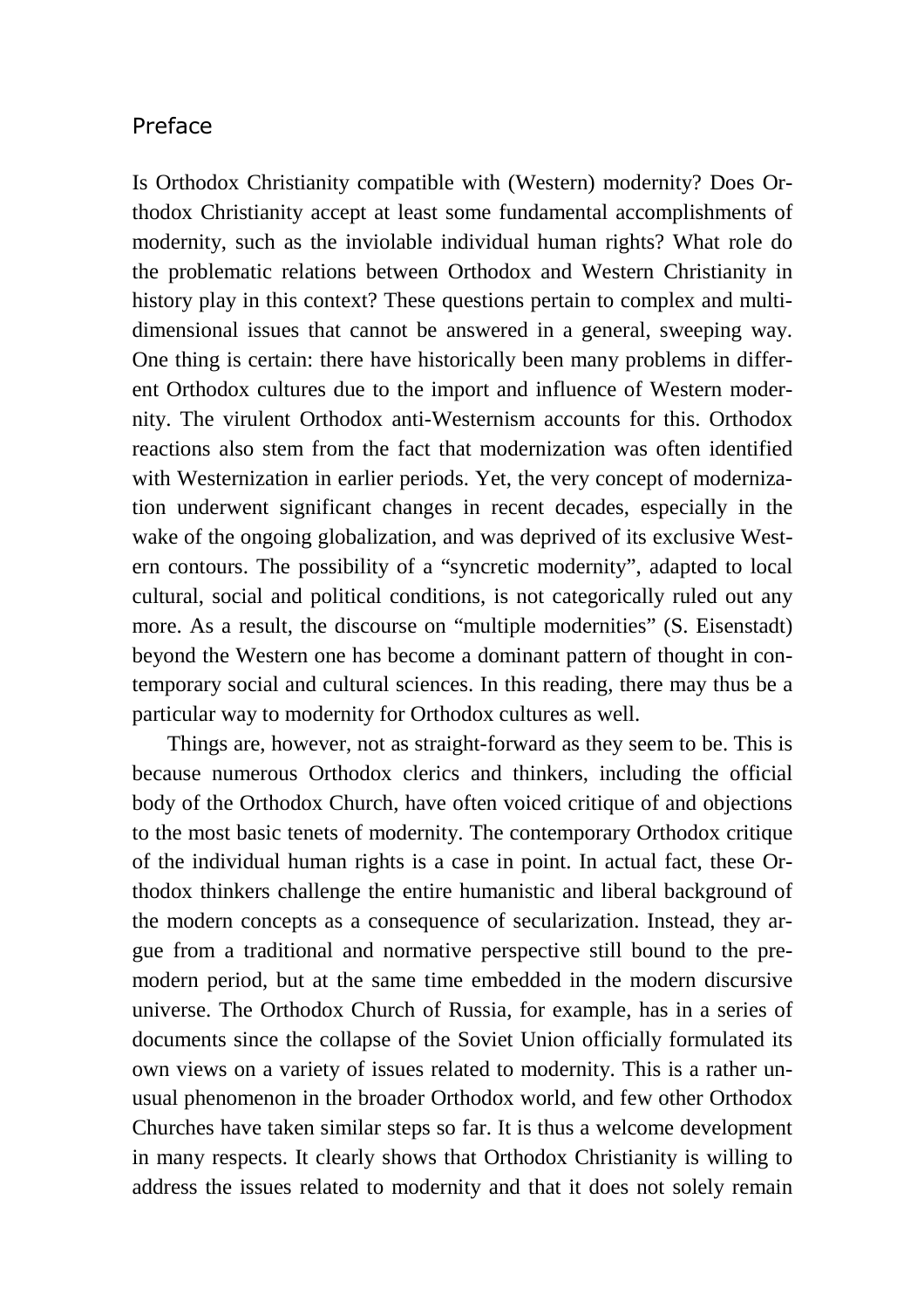## Preface

Is Orthodox Christianity compatible with (Western) modernity? Does Orthodox Christianity accept at least some fundamental accomplishments of modernity, such as the inviolable individual human rights? What role do the problematic relations between Orthodox and Western Christianity in history play in this context? These questions pertain to complex and multidimensional issues that cannot be answered in a general, sweeping way. One thing is certain: there have historically been many problems in different Orthodox cultures due to the import and influence of Western modernity. The virulent Orthodox anti-Westernism accounts for this. Orthodox reactions also stem from the fact that modernization was often identified with Westernization in earlier periods. Yet, the very concept of modernization underwent significant changes in recent decades, especially in the wake of the ongoing globalization, and was deprived of its exclusive Western contours. The possibility of a "syncretic modernity", adapted to local cultural, social and political conditions, is not categorically ruled out any more. As a result, the discourse on "multiple modernities" (S. Eisenstadt) beyond the Western one has become a dominant pattern of thought in contemporary social and cultural sciences. In this reading, there may thus be a particular way to modernity for Orthodox cultures as well.

Things are, however, not as straight-forward as they seem to be. This is because numerous Orthodox clerics and thinkers, including the official body of the Orthodox Church, have often voiced critique of and objections to the most basic tenets of modernity. The contemporary Orthodox critique of the individual human rights is a case in point. In actual fact, these Orthodox thinkers challenge the entire humanistic and liberal background of the modern concepts as a consequence of secularization. Instead, they argue from a traditional and normative perspective still bound to the pre-modern period, but at the same time embedded in the modern discursive universe. The Orthodox Church of Russia, for example, has in a series of documents since the collapse of the Soviet Union officially formulated its own views on a variety of issues related to modernity. This is a rather unusual phenomenon in the broader Orthodox world, and few other Orthodox Churches have taken similar steps so far. It is thus a welcome development in many respects. It clearly shows that Orthodox Christianity is willing to address the issues related to modernity and that it does not solely remain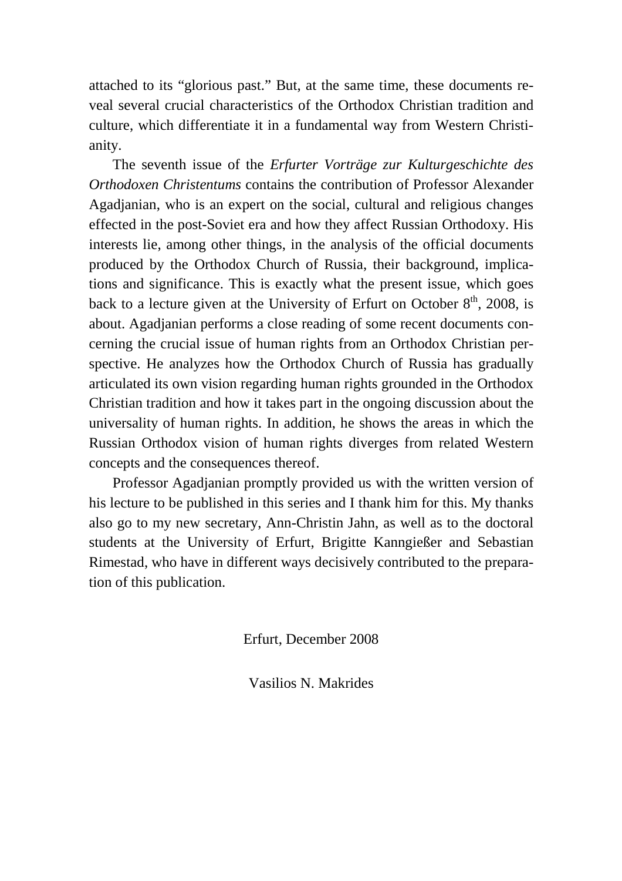attached to its "glorious past." But, at the same time, these documents reveal several crucial characteristics of the Orthodox Christian tradition and culture, which differentiate it in a fundamental way from Western Christianity.

The seventh issue of the *Erfurter Vorträge zur Kulturgeschichte des Orthodoxen Christentums* contains the contribution of Professor Alexander Agadjanian, who is an expert on the social, cultural and religious changes effected in the post-Soviet era and how they affect Russian Orthodoxy. His interests lie, among other things, in the analysis of the official documents produced by the Orthodox Church of Russia, their background, implications and significance. This is exactly what the present issue, which goes back to a lecture given at the University of Erfurt on October 8th, 2008, is about. Agadjanian performs a close reading of some recent documents concerning the crucial issue of human rights from an Orthodox Christian perspective. He analyzes how the Orthodox Church of Russia has gradually articulated its own vision regarding human rights grounded in the Orthodox Christian tradition and how it takes part in the ongoing discussion about the universality of human rights. In addition, he shows the areas in which the Russian Orthodox vision of human rights diverges from related Western concepts and the consequences thereof.

Professor Agadjanian promptly provided us with the written version of his lecture to be published in this series and I thank him for this. My thanks also go to my new secretary, Ann-Christin Jahn, as well as to the doctoral students at the University of Erfurt, Brigitte Kanngießer and Sebastian Rimestad, who have in different ways decisively contributed to the preparation of this publication.

Erfurt, December 2008

Vasilios N. Makrides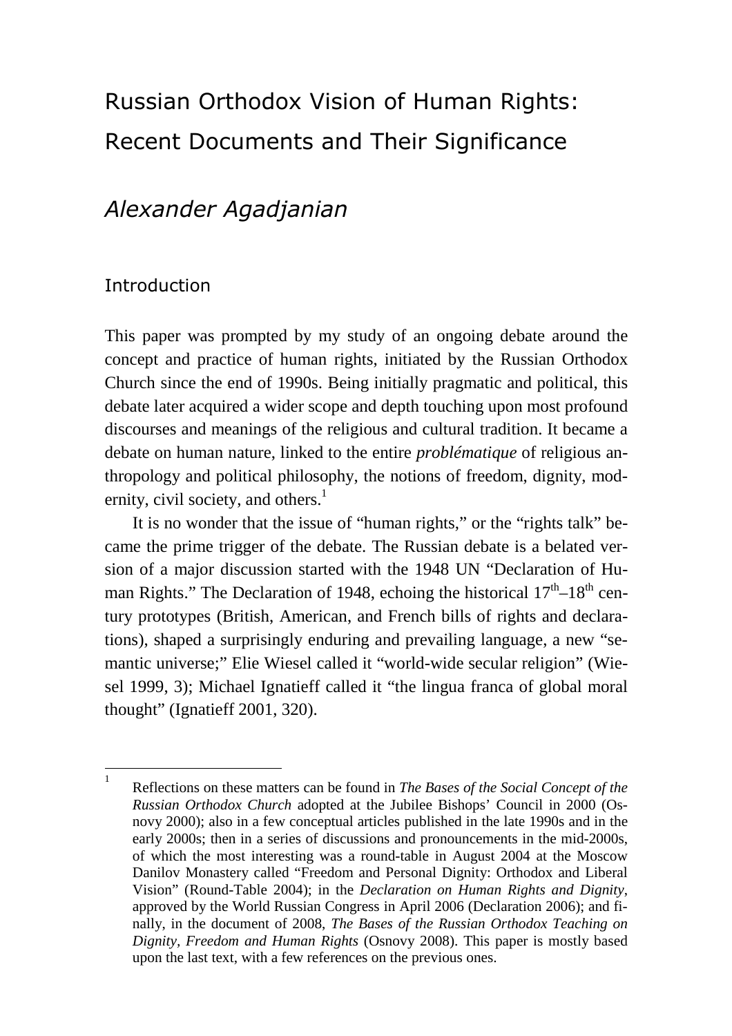# Russian Orthodox Vision of Human Rights: Recent Documents and Their Significance

## *Alexander Agadjanian*

### Introduction

This paper was prompted by my study of an ongoing debate around the concept and practice of human rights, initiated by the Russian Orthodox Church since the end of 1990s. Being initially pragmatic and political, this debate later acquired a wider scope and depth touching upon most profound discourses and meanings of the religious and cultural tradition. It became a debate on human nature, linked to the entire *problématique* of religious anthropology and political philosophy, the notions of freedom, dignity, modernity, civil society, and others.[1]

It is no wonder that the issue of "human rights," or the "rights talk" became the prime trigger of the debate. The Russian debate is a belated version of a major discussion started with the 1948 UN "Declaration of Human Rights." The Declaration of 1948, echoing the historical 17th–18th century prototypes (British, American, and French bills of rights and declarations), shaped a surprisingly enduring and prevailing language, a new "semantic universe;" Elie Wiesel called it "world-wide secular religion" (Wiesel 1999, 3); Michael Ignatieff called it "the lingua franca of global moral thought" (Ignatieff 2001, 320).

---

[1] Reflections on these matters can be found in *The Bases of the Social Concept of the Russian Orthodox Church* adopted at the Jubilee Bishops' Council in 2000 (Osnovy 2000); also in a few conceptual articles published in the late 1990s and in the early 2000s; then in a series of discussions and pronouncements in the mid-2000s, of which the most interesting was a round-table in August 2004 at the Moscow Danilov Monastery called "Freedom and Personal Dignity: Orthodox and Liberal Vision" (Round-Table 2004); in the *Declaration on Human Rights and Dignity*, approved by the World Russian Congress in April 2006 (Declaration 2006); and finally, in the document of 2008, *The Bases of the Russian Orthodox Teaching on Dignity, Freedom and Human Rights* (Osnovy 2008). This paper is mostly based upon the last text, with a few references on the previous ones.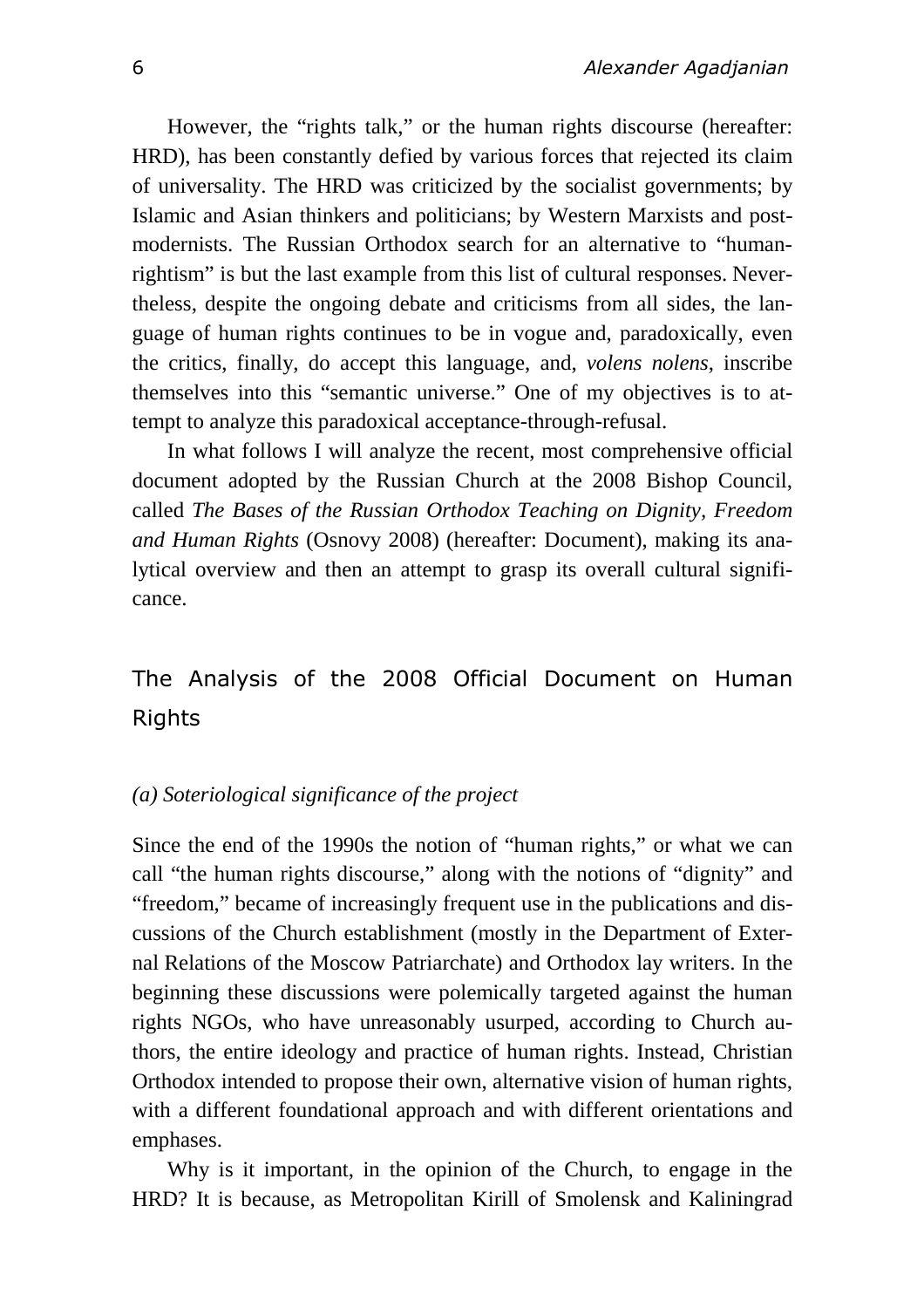However, the "rights talk," or the human rights discourse (hereafter: HRD), has been constantly defied by various forces that rejected its claim of universality. The HRD was criticized by the socialist governments; by Islamic and Asian thinkers and politicians; by Western Marxists and post-modernists. The Russian Orthodox search for an alternative to "human-rightism" is but the last example from this list of cultural responses. Nevertheless, despite the ongoing debate and criticisms from all sides, the language of human rights continues to be in vogue and, paradoxically, even the critics, finally, do accept this language, and, *volens nolens*, inscribe themselves into this "semantic universe." One of my objectives is to attempt to analyze this paradoxical acceptance-through-refusal.

In what follows I will analyze the recent, most comprehensive official document adopted by the Russian Church at the 2008 Bishop Council, called *The Bases of the Russian Orthodox Teaching on Dignity, Freedom and Human Rights* (Osnovy 2008) (hereafter: Document), making its analytical overview and then an attempt to grasp its overall cultural significance.

## The Analysis of the 2008 Official Document on Human Rights

### *(a) Soteriological significance of the project*

Since the end of the 1990s the notion of "human rights," or what we can call "the human rights discourse," along with the notions of "dignity" and "freedom," became of increasingly frequent use in the publications and discussions of the Church establishment (mostly in the Department of External Relations of the Moscow Patriarchate) and Orthodox lay writers. In the beginning these discussions were polemically targeted against the human rights NGOs, who have unreasonably usurped, according to Church authors, the entire ideology and practice of human rights. Instead, Christian Orthodox intended to propose their own, alternative vision of human rights, with a different foundational approach and with different orientations and emphases.

Why is it important, in the opinion of the Church, to engage in the HRD? It is because, as Metropolitan Kirill of Smolensk and Kaliningrad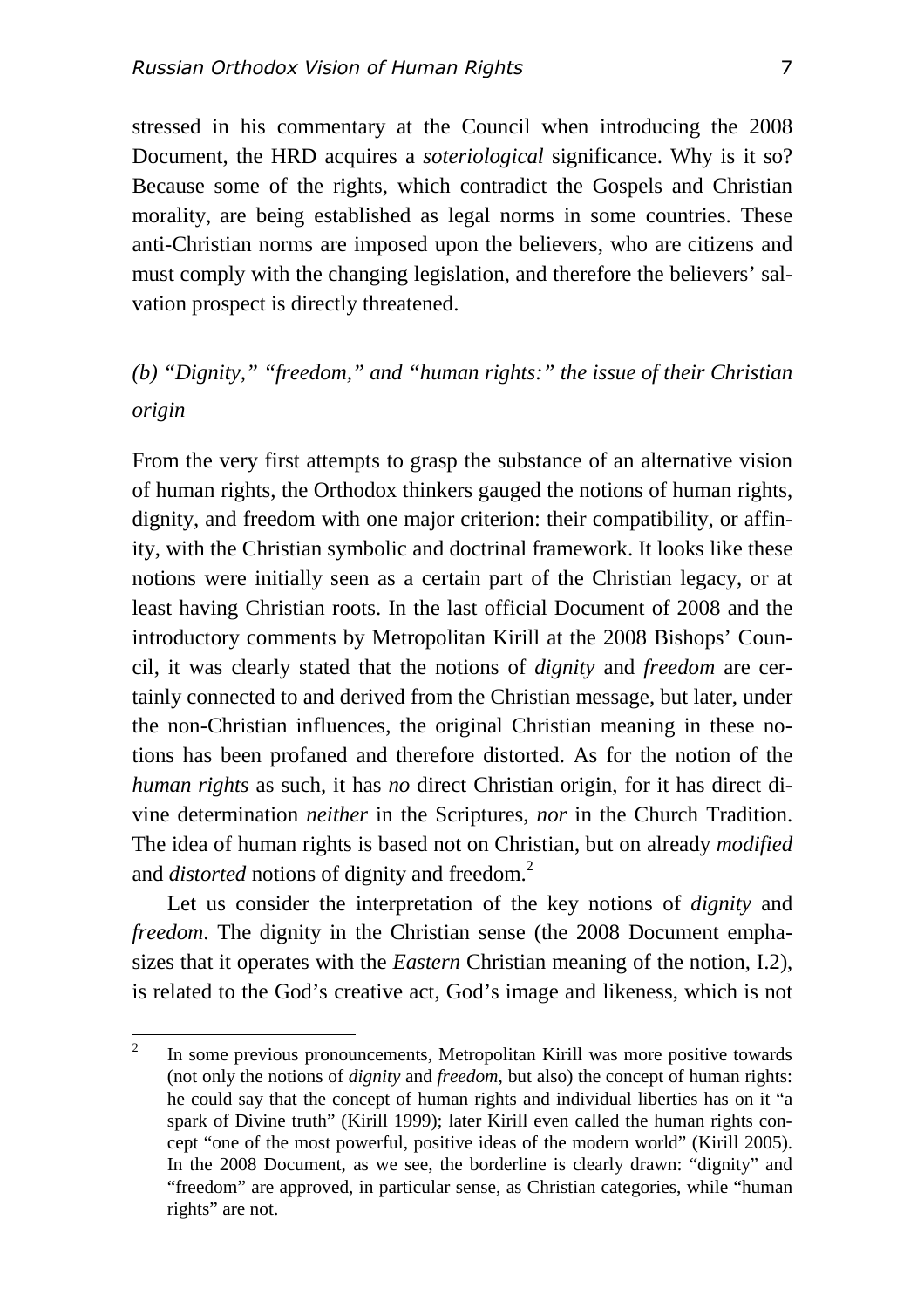stressed in his commentary at the Council when introducing the 2008 Document, the HRD acquires a *soteriological* significance. Why is it so? Because some of the rights, which contradict the Gospels and Christian morality, are being established as legal norms in some countries. These anti-Christian norms are imposed upon the believers, who are citizens and must comply with the changing legislation, and therefore the believers' salvation prospect is directly threatened.

### *(b) "Dignity," "freedom," and "human rights:" the issue of their Christian origin*

From the very first attempts to grasp the substance of an alternative vision of human rights, the Orthodox thinkers gauged the notions of human rights, dignity, and freedom with one major criterion: their compatibility, or affinity, with the Christian symbolic and doctrinal framework. It looks like these notions were initially seen as a certain part of the Christian legacy, or at least having Christian roots. In the last official Document of 2008 and the introductory comments by Metropolitan Kirill at the 2008 Bishops' Council, it was clearly stated that the notions of *dignity* and *freedom* are certainly connected to and derived from the Christian message, but later, under the non-Christian influences, the original Christian meaning in these notions has been profaned and therefore distorted. As for the notion of the *human rights* as such, it has *no* direct Christian origin, for it has direct divine determination *neither* in the Scriptures, *nor* in the Church Tradition. The idea of human rights is based not on Christian, but on already *modified* and *distorted* notions of dignity and freedom.[2]

Let us consider the interpretation of the key notions of *dignity* and *freedom*. The dignity in the Christian sense (the 2008 Document emphasizes that it operates with the *Eastern* Christian meaning of the notion, I.2), is related to the God's creative act, God's image and likeness, which is not

[2] In some previous pronouncements, Metropolitan Kirill was more positive towards (not only the notions of *dignity* and *freedom*, but also) the concept of human rights: he could say that the concept of human rights and individual liberties has on it "a spark of Divine truth" (Kirill 1999); later Kirill even called the human rights concept "one of the most powerful, positive ideas of the modern world" (Kirill 2005). In the 2008 Document, as we see, the borderline is clearly drawn: "dignity" and "freedom" are approved, in particular sense, as Christian categories, while "human rights" are not.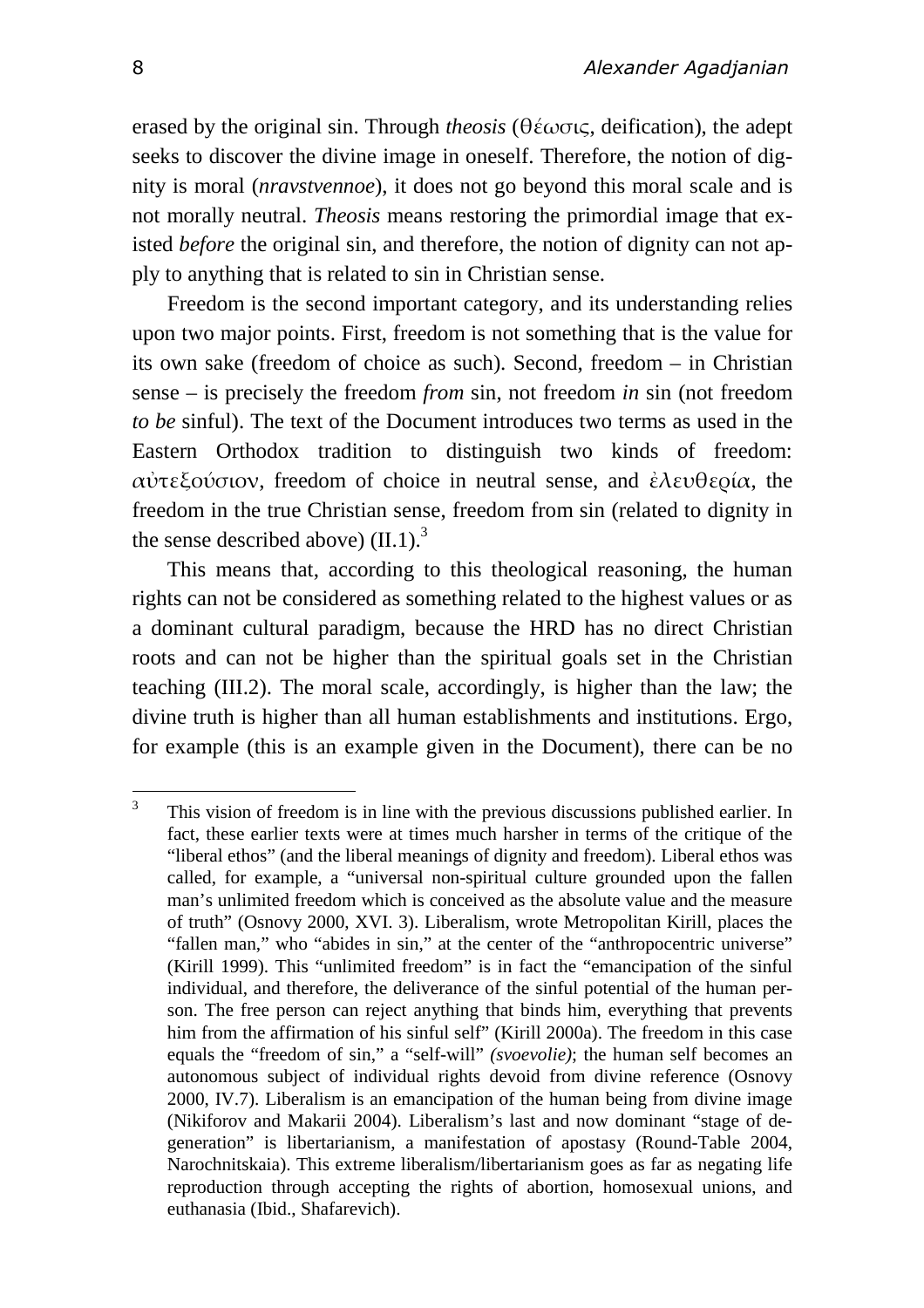erased by the original sin. Through *theosis* (θέωσις, deification), the adept seeks to discover the divine image in oneself. Therefore, the notion of dignity is moral (*nravstvennoe*), it does not go beyond this moral scale and is not morally neutral. *Theosis* means restoring the primordial image that existed *before* the original sin, and therefore, the notion of dignity can not apply to anything that is related to sin in Christian sense.

Freedom is the second important category, and its understanding relies upon two major points. First, freedom is not something that is the value for its own sake (freedom of choice as such). Second, freedom – in Christian sense – is precisely the freedom *from* sin, not freedom *in* sin (not freedom *to be* sinful). The text of the Document introduces two terms as used in the Eastern Orthodox tradition to distinguish two kinds of freedom: αὐτεξούσιον, freedom of choice in neutral sense, and ἐλευθερία, the freedom in the true Christian sense, freedom from sin (related to dignity in the sense described above) (II.1).[3]

This means that, according to this theological reasoning, the human rights can not be considered as something related to the highest values or as a dominant cultural paradigm, because the HRD has no direct Christian roots and can not be higher than the spiritual goals set in the Christian teaching (III.2). The moral scale, accordingly, is higher than the law; the divine truth is higher than all human establishments and institutions. Ergo, for example (this is an example given in the Document), there can be no

---

[3] This vision of freedom is in line with the previous discussions published earlier. In fact, these earlier texts were at times much harsher in terms of the critique of the "liberal ethos" (and the liberal meanings of dignity and freedom). Liberal ethos was called, for example, a "universal non-spiritual culture grounded upon the fallen man's unlimited freedom which is conceived as the absolute value and the measure of truth" (Osnovy 2000, XVI. 3). Liberalism, wrote Metropolitan Kirill, places the "fallen man," who "abides in sin," at the center of the "anthropocentric universe" (Kirill 1999). This "unlimited freedom" is in fact the "emancipation of the sinful individual, and therefore, the deliverance of the sinful potential of the human person. The free person can reject anything that binds him, everything that prevents him from the affirmation of his sinful self" (Kirill 2000a). The freedom in this case equals the "freedom of sin," a "self-will" *(svoevolie)*; the human self becomes an autonomous subject of individual rights devoid from divine reference (Osnovy 2000, IV.7). Liberalism is an emancipation of the human being from divine image (Nikiforov and Makarii 2004). Liberalism's last and now dominant "stage of degeneration" is libertarianism, a manifestation of apostasy (Round-Table 2004, Narochnitskaia). This extreme liberalism/libertarianism goes as far as negating life reproduction through accepting the rights of abortion, homosexual unions, and euthanasia (Ibid., Shafarevich).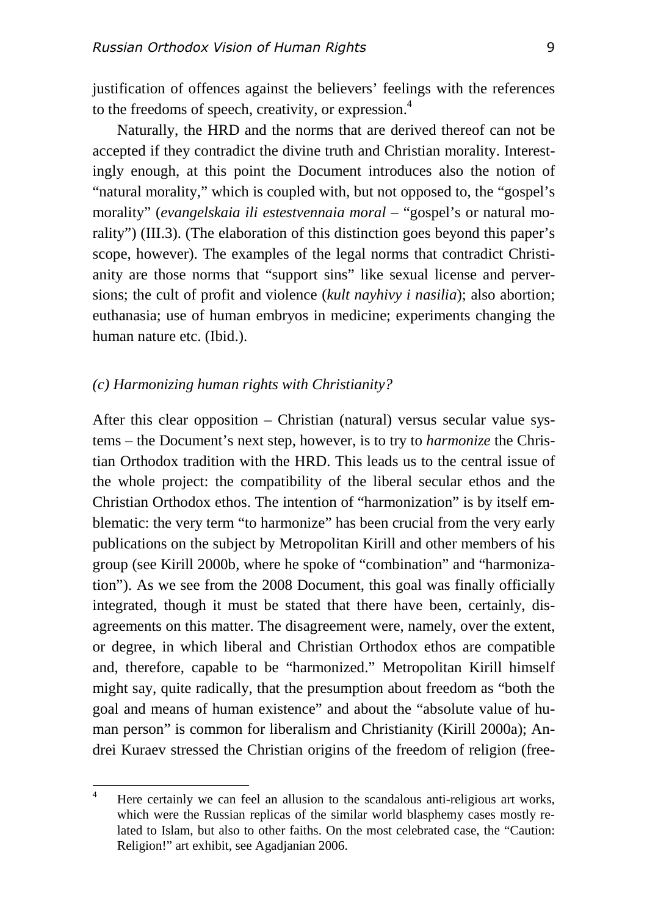justification of offences against the believers' feelings with the references to the freedoms of speech, creativity, or expression.[4]

Naturally, the HRD and the norms that are derived thereof can not be accepted if they contradict the divine truth and Christian morality. Interestingly enough, at this point the Document introduces also the notion of "natural morality," which is coupled with, but not opposed to, the "gospel's morality" (*evangelskaia ili estestvennaia moral* – "gospel's or natural morality") (III.3). (The elaboration of this distinction goes beyond this paper's scope, however). The examples of the legal norms that contradict Christianity are those norms that "support sins" like sexual license and perversions; the cult of profit and violence (*kult nayhivy i nasilia*); also abortion; euthanasia; use of human embryos in medicine; experiments changing the human nature etc. (Ibid.).

### *(c) Harmonizing human rights with Christianity?*

After this clear opposition – Christian (natural) versus secular value systems – the Document's next step, however, is to try to *harmonize* the Christian Orthodox tradition with the HRD. This leads us to the central issue of the whole project: the compatibility of the liberal secular ethos and the Christian Orthodox ethos. The intention of "harmonization" is by itself emblematic: the very term "to harmonize" has been crucial from the very early publications on the subject by Metropolitan Kirill and other members of his group (see Kirill 2000b, where he spoke of "combination" and "harmonization"). As we see from the 2008 Document, this goal was finally officially integrated, though it must be stated that there have been, certainly, disagreements on this matter. The disagreement were, namely, over the extent, or degree, in which liberal and Christian Orthodox ethos are compatible and, therefore, capable to be "harmonized." Metropolitan Kirill himself might say, quite radically, that the presumption about freedom as "both the goal and means of human existence" and about the "absolute value of human person" is common for liberalism and Christianity (Kirill 2000a); Andrei Kuraev stressed the Christian origins of the freedom of religion (free-

---

[4] Here certainly we can feel an allusion to the scandalous anti-religious art works, which were the Russian replicas of the similar world blasphemy cases mostly related to Islam, but also to other faiths. On the most celebrated case, the "Caution: Religion!" art exhibit, see Agadjanian 2006.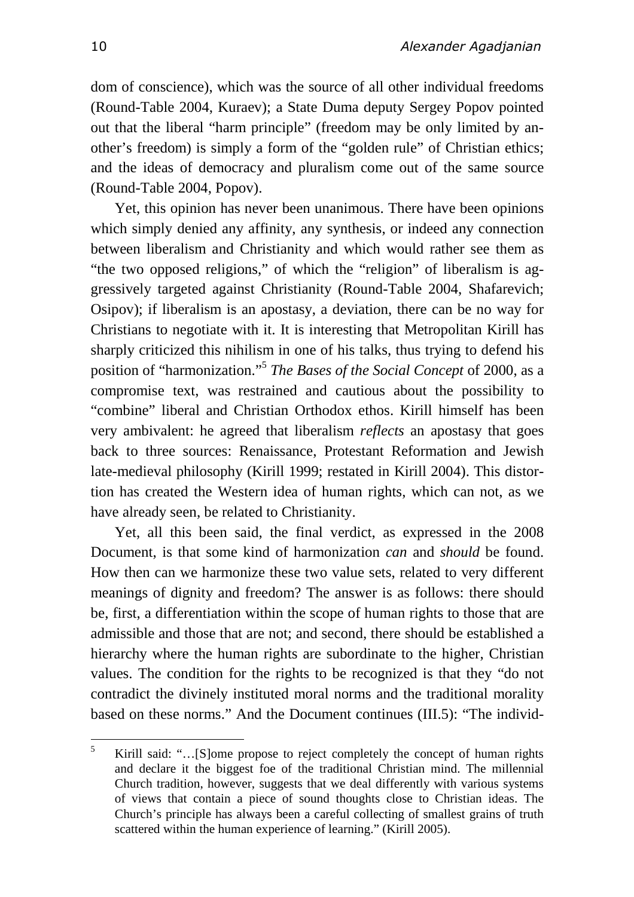dom of conscience), which was the source of all other individual freedoms (Round-Table 2004, Kuraev); a State Duma deputy Sergey Popov pointed out that the liberal "harm principle" (freedom may be only limited by another's freedom) is simply a form of the "golden rule" of Christian ethics; and the ideas of democracy and pluralism come out of the same source (Round-Table 2004, Popov).

Yet, this opinion has never been unanimous. There have been opinions which simply denied any affinity, any synthesis, or indeed any connection between liberalism and Christianity and which would rather see them as "the two opposed religions," of which the "religion" of liberalism is aggressively targeted against Christianity (Round-Table 2004, Shafarevich; Osipov); if liberalism is an apostasy, a deviation, there can be no way for Christians to negotiate with it. It is interesting that Metropolitan Kirill has sharply criticized this nihilism in one of his talks, thus trying to defend his position of "harmonization."[5] *The Bases of the Social Concept* of 2000, as a compromise text, was restrained and cautious about the possibility to "combine" liberal and Christian Orthodox ethos. Kirill himself has been very ambivalent: he agreed that liberalism *reflects* an apostasy that goes back to three sources: Renaissance, Protestant Reformation and Jewish late-medieval philosophy (Kirill 1999; restated in Kirill 2004). This distortion has created the Western idea of human rights, which can not, as we have already seen, be related to Christianity.

Yet, all this been said, the final verdict, as expressed in the 2008 Document, is that some kind of harmonization *can* and *should* be found. How then can we harmonize these two value sets, related to very different meanings of dignity and freedom? The answer is as follows: there should be, first, a differentiation within the scope of human rights to those that are admissible and those that are not; and second, there should be established a hierarchy where the human rights are subordinate to the higher, Christian values. The condition for the rights to be recognized is that they "do not contradict the divinely instituted moral norms and the traditional morality based on these norms." And the Document continues (III.5): "The individ-

[5] Kirill said: "…[S]ome propose to reject completely the concept of human rights and declare it the biggest foe of the traditional Christian mind. The millennial Church tradition, however, suggests that we deal differently with various systems of views that contain a piece of sound thoughts close to Christian ideas. The Church's principle has always been a careful collecting of smallest grains of truth scattered within the human experience of learning." (Kirill 2005).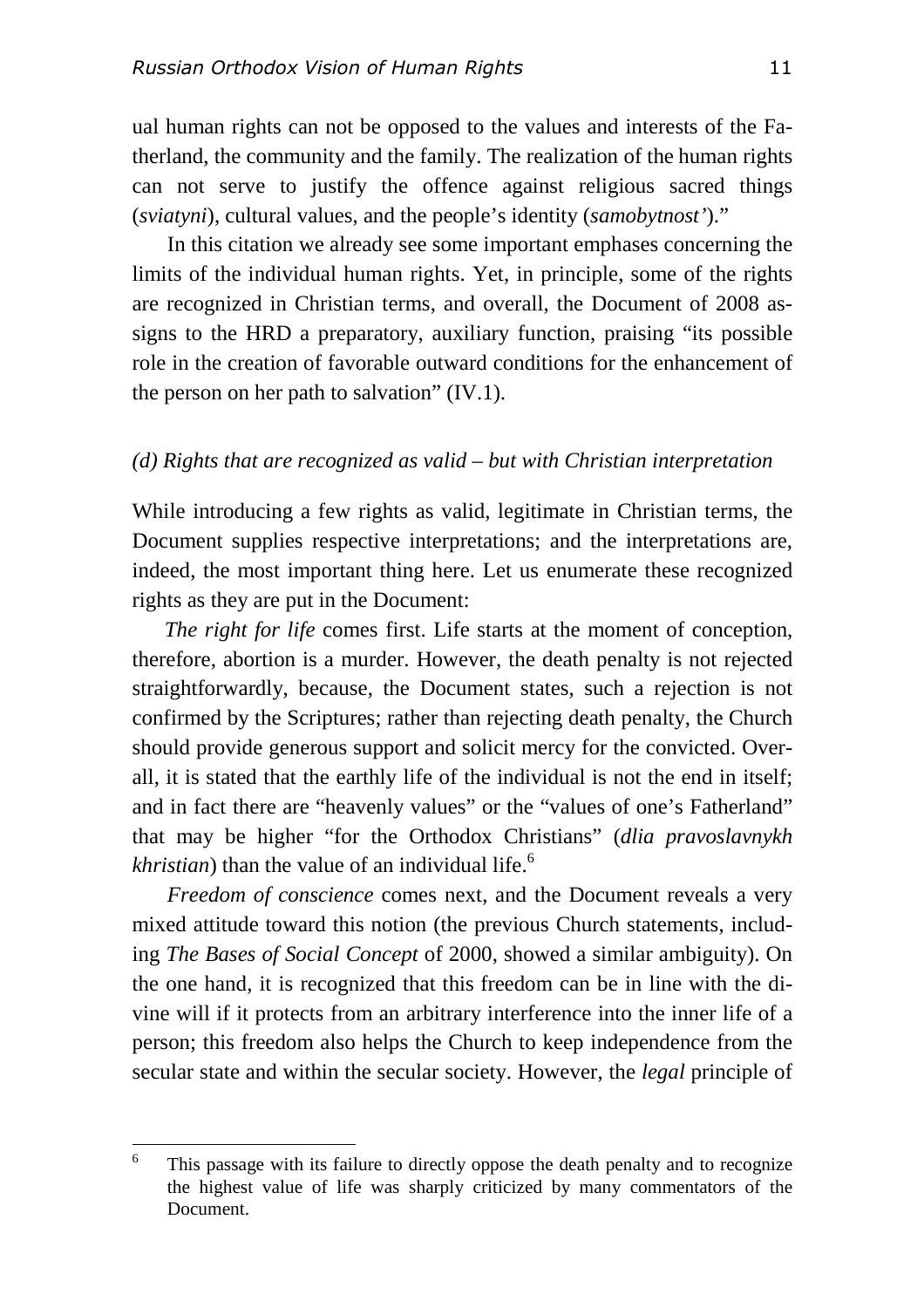ual human rights can not be opposed to the values and interests of the Fatherland, the community and the family. The realization of the human rights can not serve to justify the offence against religious sacred things (*sviatyni*), cultural values, and the people's identity (*samobytnost'*)."

In this citation we already see some important emphases concerning the limits of the individual human rights. Yet, in principle, some of the rights are recognized in Christian terms, and overall, the Document of 2008 assigns to the HRD a preparatory, auxiliary function, praising "its possible role in the creation of favorable outward conditions for the enhancement of the person on her path to salvation" (IV.1).

### *(d) Rights that are recognized as valid – but with Christian interpretation*

While introducing a few rights as valid, legitimate in Christian terms, the Document supplies respective interpretations; and the interpretations are, indeed, the most important thing here. Let us enumerate these recognized rights as they are put in the Document:

*The right for life* comes first. Life starts at the moment of conception, therefore, abortion is a murder. However, the death penalty is not rejected straightforwardly, because, the Document states, such a rejection is not confirmed by the Scriptures; rather than rejecting death penalty, the Church should provide generous support and solicit mercy for the convicted. Overall, it is stated that the earthly life of the individual is not the end in itself; and in fact there are "heavenly values" or the "values of one's Fatherland" that may be higher "for the Orthodox Christians" (*dlia pravoslavnykh khristian*) than the value of an individual life.[6]

*Freedom of conscience* comes next, and the Document reveals a very mixed attitude toward this notion (the previous Church statements, including *The Bases of Social Concept* of 2000, showed a similar ambiguity). On the one hand, it is recognized that this freedom can be in line with the divine will if it protects from an arbitrary interference into the inner life of a person; this freedom also helps the Church to keep independence from the secular state and within the secular society. However, the *legal* principle of

---

[6] This passage with its failure to directly oppose the death penalty and to recognize the highest value of life was sharply criticized by many commentators of the Document.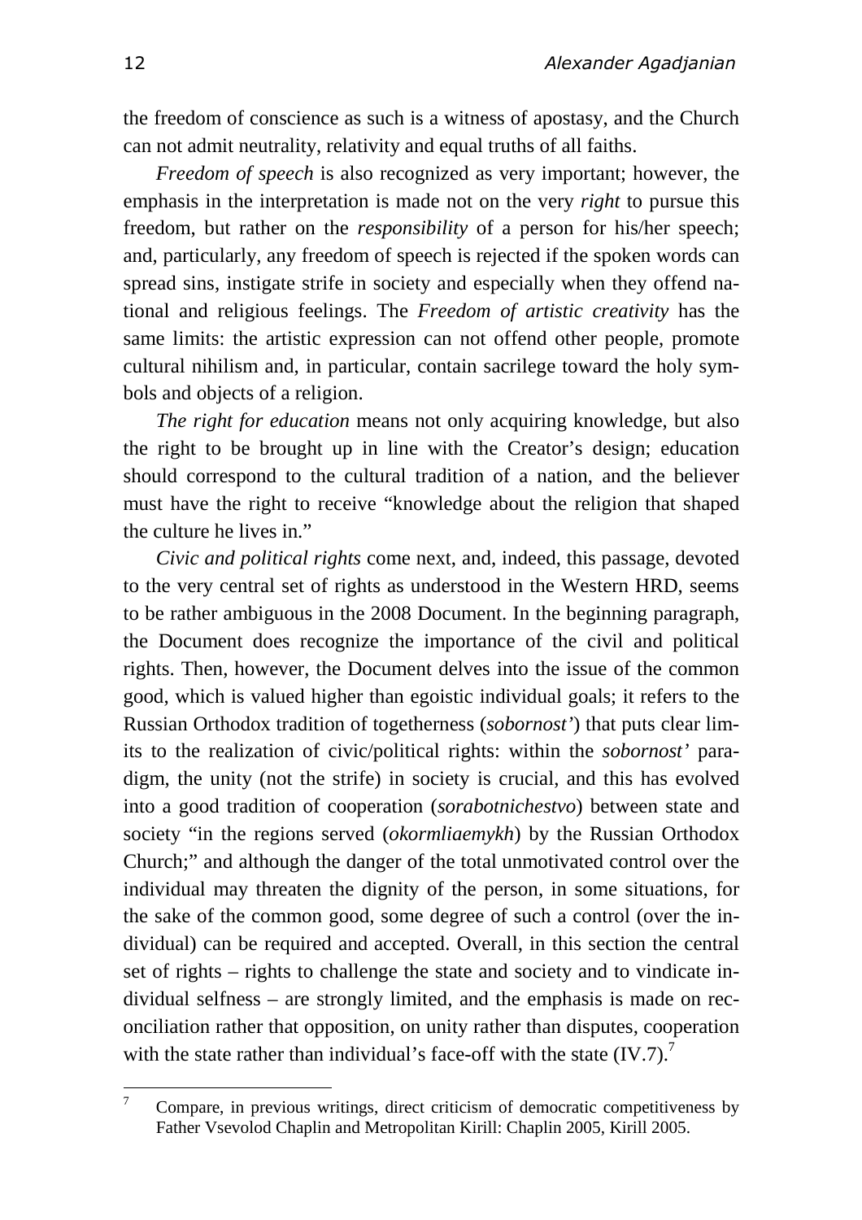the freedom of conscience as such is a witness of apostasy, and the Church can not admit neutrality, relativity and equal truths of all faiths.

*Freedom of speech* is also recognized as very important; however, the emphasis in the interpretation is made not on the very *right* to pursue this freedom, but rather on the *responsibility* of a person for his/her speech; and, particularly, any freedom of speech is rejected if the spoken words can spread sins, instigate strife in society and especially when they offend national and religious feelings. The *Freedom of artistic creativity* has the same limits: the artistic expression can not offend other people, promote cultural nihilism and, in particular, contain sacrilege toward the holy symbols and objects of a religion.

*The right for education* means not only acquiring knowledge, but also the right to be brought up in line with the Creator's design; education should correspond to the cultural tradition of a nation, and the believer must have the right to receive "knowledge about the religion that shaped the culture he lives in."

*Civic and political rights* come next, and, indeed, this passage, devoted to the very central set of rights as understood in the Western HRD, seems to be rather ambiguous in the 2008 Document. In the beginning paragraph, the Document does recognize the importance of the civil and political rights. Then, however, the Document delves into the issue of the common good, which is valued higher than egoistic individual goals; it refers to the Russian Orthodox tradition of togetherness (*sobornost'*) that puts clear limits to the realization of civic/political rights: within the *sobornost'* paradigm, the unity (not the strife) in society is crucial, and this has evolved into a good tradition of cooperation (*sorabotnichestvo*) between state and society "in the regions served (*okormliaemykh*) by the Russian Orthodox Church;" and although the danger of the total unmotivated control over the individual may threaten the dignity of the person, in some situations, for the sake of the common good, some degree of such a control (over the individual) can be required and accepted. Overall, in this section the central set of rights – rights to challenge the state and society and to vindicate individual selfness – are strongly limited, and the emphasis is made on reconciliation rather that opposition, on unity rather than disputes, cooperation with the state rather than individual's face-off with the state (IV.7).[7]

---

[7] Compare, in previous writings, direct criticism of democratic competitiveness by Father Vsevolod Chaplin and Metropolitan Kirill: Chaplin 2005, Kirill 2005.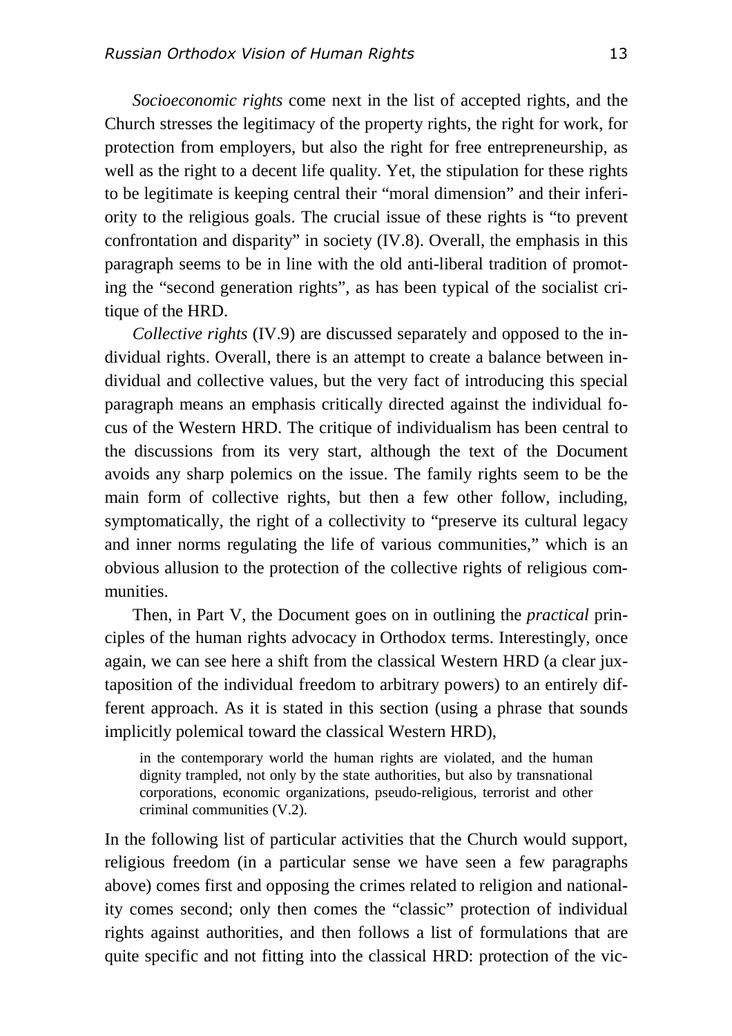*Socioeconomic rights* come next in the list of accepted rights, and the Church stresses the legitimacy of the property rights, the right for work, for protection from employers, but also the right for free entrepreneurship, as well as the right to a decent life quality. Yet, the stipulation for these rights to be legitimate is keeping central their "moral dimension" and their inferiority to the religious goals. The crucial issue of these rights is "to prevent confrontation and disparity" in society (IV.8). Overall, the emphasis in this paragraph seems to be in line with the old anti-liberal tradition of promoting the "second generation rights", as has been typical of the socialist critique of the HRD.

*Collective rights* (IV.9) are discussed separately and opposed to the individual rights. Overall, there is an attempt to create a balance between individual and collective values, but the very fact of introducing this special paragraph means an emphasis critically directed against the individual focus of the Western HRD. The critique of individualism has been central to the discussions from its very start, although the text of the Document avoids any sharp polemics on the issue. The family rights seem to be the main form of collective rights, but then a few other follow, including, symptomatically, the right of a collectivity to "preserve its cultural legacy and inner norms regulating the life of various communities," which is an obvious allusion to the protection of the collective rights of religious communities.

Then, in Part V, the Document goes on in outlining the *practical* principles of the human rights advocacy in Orthodox terms. Interestingly, once again, we can see here a shift from the classical Western HRD (a clear juxtaposition of the individual freedom to arbitrary powers) to an entirely different approach. As it is stated in this section (using a phrase that sounds implicitly polemical toward the classical Western HRD),

> in the contemporary world the human rights are violated, and the human dignity trampled, not only by the state authorities, but also by transnational corporations, economic organizations, pseudo-religious, terrorist and other criminal communities (V.2).

In the following list of particular activities that the Church would support, religious freedom (in a particular sense we have seen a few paragraphs above) comes first and opposing the crimes related to religion and nationality comes second; only then comes the "classic" protection of individual rights against authorities, and then follows a list of formulations that are quite specific and not fitting into the classical HRD: protection of the vic-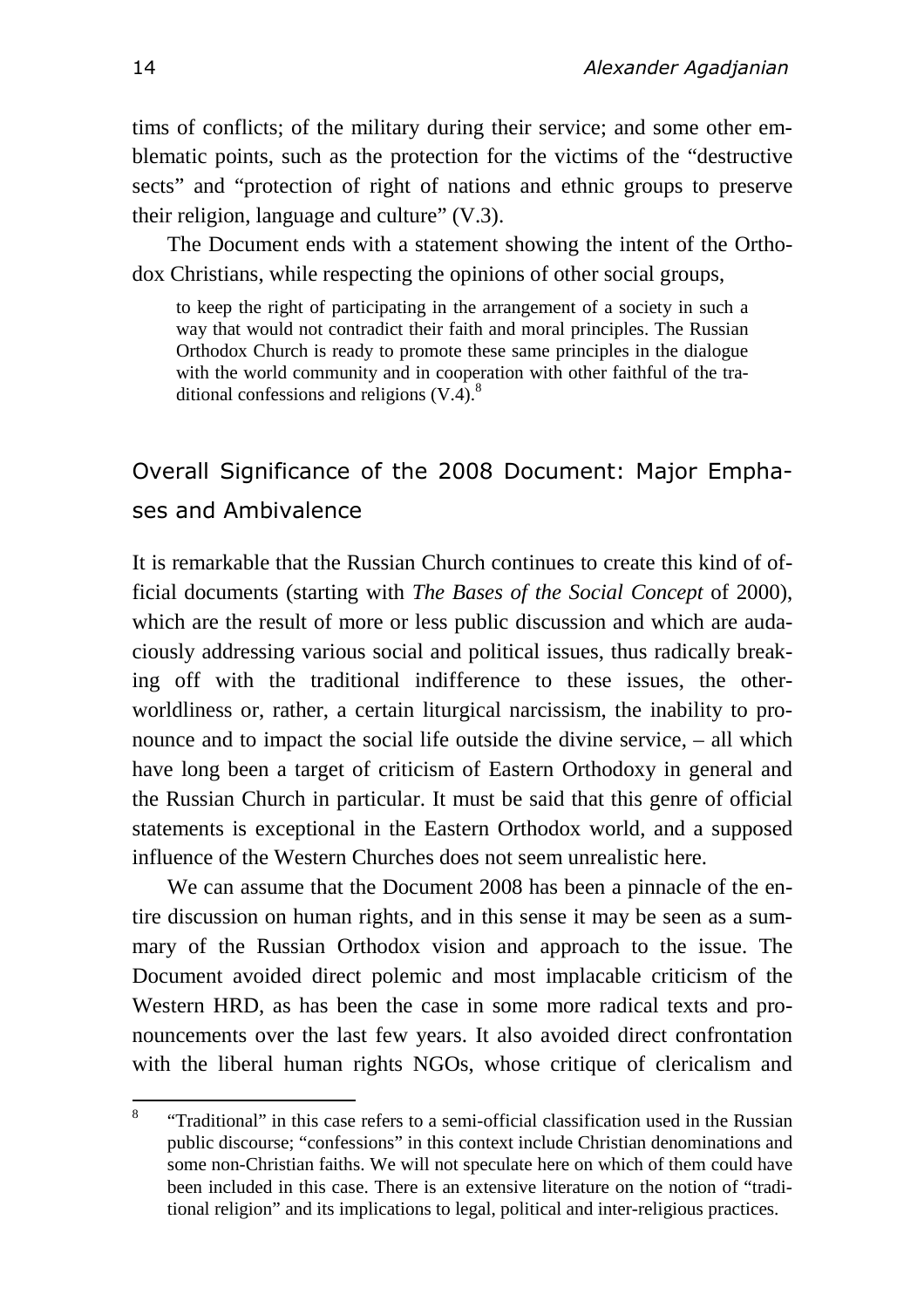tims of conflicts; of the military during their service; and some other emblematic points, such as the protection for the victims of the "destructive sects" and "protection of right of nations and ethnic groups to preserve their religion, language and culture" (V.3).

The Document ends with a statement showing the intent of the Orthodox Christians, while respecting the opinions of other social groups,

> to keep the right of participating in the arrangement of a society in such a way that would not contradict their faith and moral principles. The Russian Orthodox Church is ready to promote these same principles in the dialogue with the world community and in cooperation with other faithful of the traditional confessions and religions (V.4).[8]

## Overall Significance of the 2008 Document: Major Emphases and Ambivalence

It is remarkable that the Russian Church continues to create this kind of official documents (starting with *The Bases of the Social Concept* of 2000), which are the result of more or less public discussion and which are audaciously addressing various social and political issues, thus radically breaking off with the traditional indifference to these issues, the otherworldliness or, rather, a certain liturgical narcissism, the inability to pronounce and to impact the social life outside the divine service, – all which have long been a target of criticism of Eastern Orthodoxy in general and the Russian Church in particular. It must be said that this genre of official statements is exceptional in the Eastern Orthodox world, and a supposed influence of the Western Churches does not seem unrealistic here.

We can assume that the Document 2008 has been a pinnacle of the entire discussion on human rights, and in this sense it may be seen as a summary of the Russian Orthodox vision and approach to the issue. The Document avoided direct polemic and most implacable criticism of the Western HRD, as has been the case in some more radical texts and pronouncements over the last few years. It also avoided direct confrontation with the liberal human rights NGOs, whose critique of clericalism and

[8] "Traditional" in this case refers to a semi-official classification used in the Russian public discourse; "confessions" in this context include Christian denominations and some non-Christian faiths. We will not speculate here on which of them could have been included in this case. There is an extensive literature on the notion of "traditional religion" and its implications to legal, political and inter-religious practices.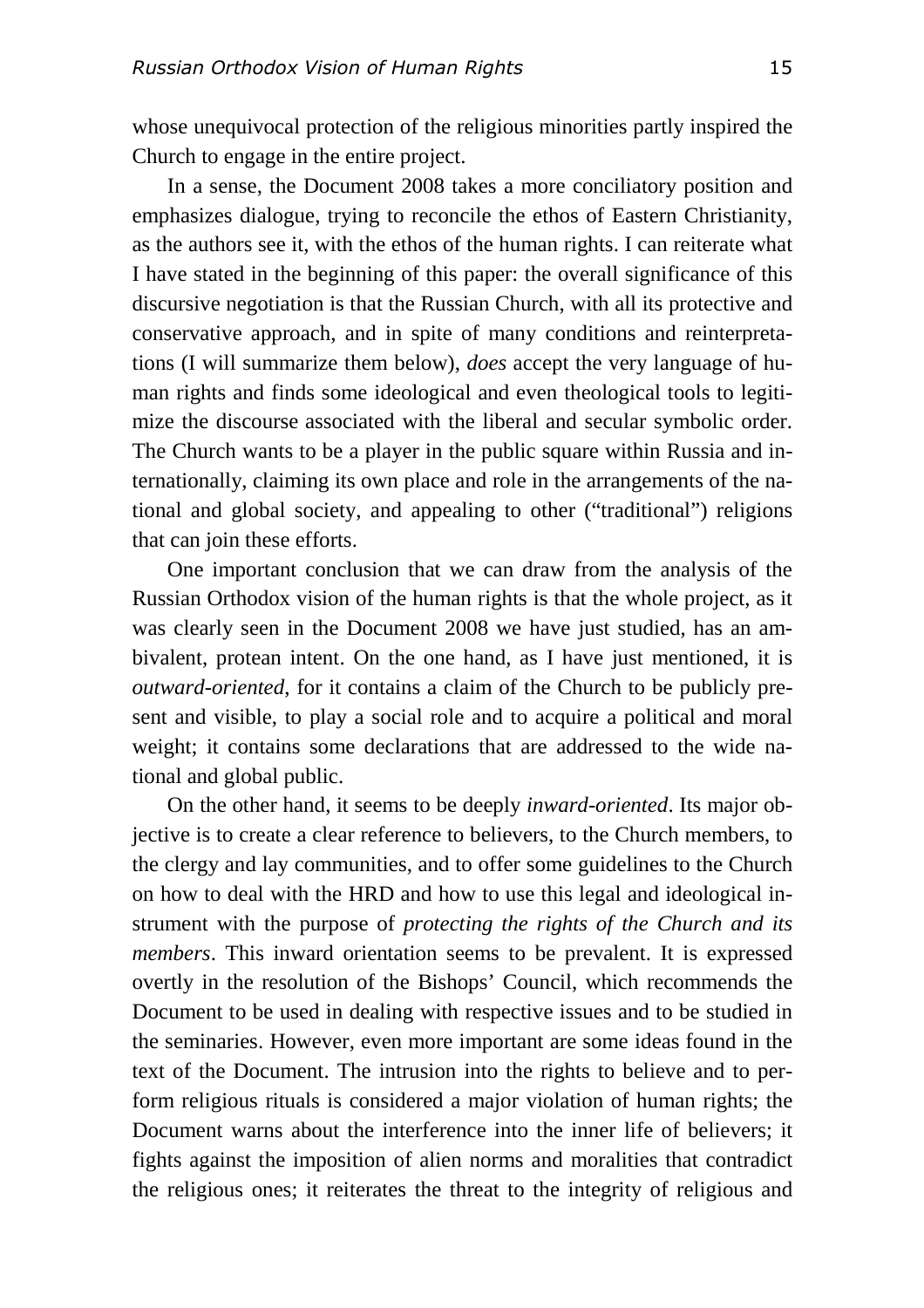whose unequivocal protection of the religious minorities partly inspired the Church to engage in the entire project.

In a sense, the Document 2008 takes a more conciliatory position and emphasizes dialogue, trying to reconcile the ethos of Eastern Christianity, as the authors see it, with the ethos of the human rights. I can reiterate what I have stated in the beginning of this paper: the overall significance of this discursive negotiation is that the Russian Church, with all its protective and conservative approach, and in spite of many conditions and reinterpretations (I will summarize them below), *does* accept the very language of human rights and finds some ideological and even theological tools to legitimize the discourse associated with the liberal and secular symbolic order. The Church wants to be a player in the public square within Russia and internationally, claiming its own place and role in the arrangements of the national and global society, and appealing to other ("traditional") religions that can join these efforts.

One important conclusion that we can draw from the analysis of the Russian Orthodox vision of the human rights is that the whole project, as it was clearly seen in the Document 2008 we have just studied, has an ambivalent, protean intent. On the one hand, as I have just mentioned, it is *outward-oriented*, for it contains a claim of the Church to be publicly present and visible, to play a social role and to acquire a political and moral weight; it contains some declarations that are addressed to the wide national and global public.

On the other hand, it seems to be deeply *inward-oriented*. Its major objective is to create a clear reference to believers, to the Church members, to the clergy and lay communities, and to offer some guidelines to the Church on how to deal with the HRD and how to use this legal and ideological instrument with the purpose of *protecting the rights of the Church and its members*. This inward orientation seems to be prevalent. It is expressed overtly in the resolution of the Bishops' Council, which recommends the Document to be used in dealing with respective issues and to be studied in the seminaries. However, even more important are some ideas found in the text of the Document. The intrusion into the rights to believe and to perform religious rituals is considered a major violation of human rights; the Document warns about the interference into the inner life of believers; it fights against the imposition of alien norms and moralities that contradict the religious ones; it reiterates the threat to the integrity of religious and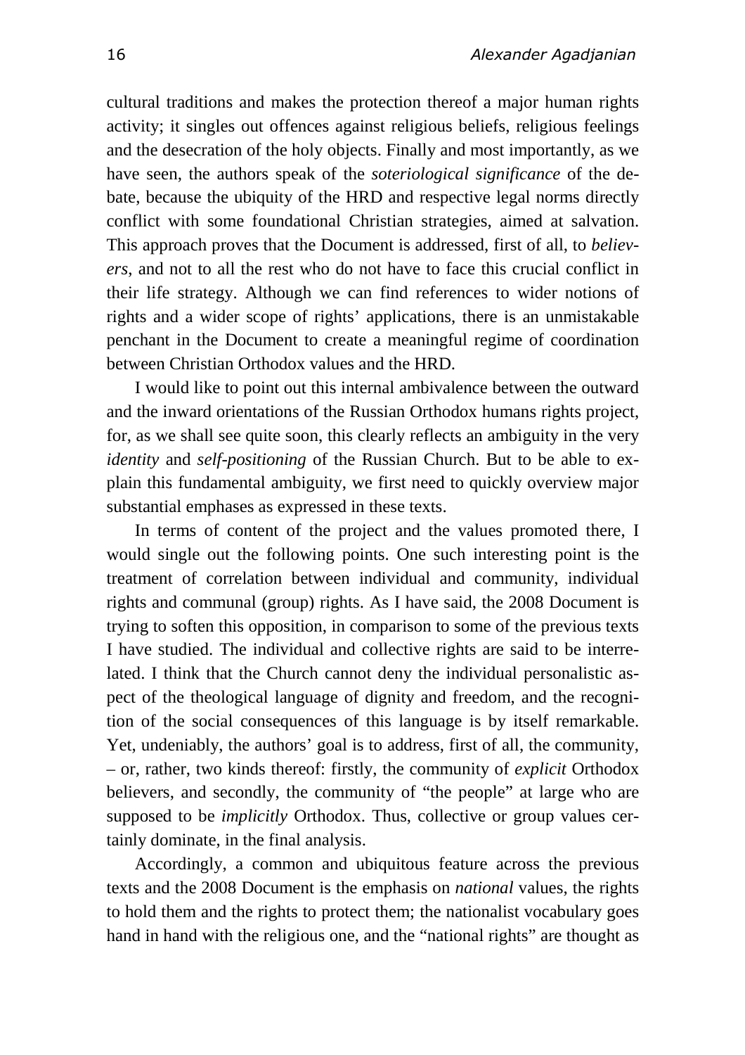cultural traditions and makes the protection thereof a major human rights activity; it singles out offences against religious beliefs, religious feelings and the desecration of the holy objects. Finally and most importantly, as we have seen, the authors speak of the *soteriological significance* of the debate, because the ubiquity of the HRD and respective legal norms directly conflict with some foundational Christian strategies, aimed at salvation. This approach proves that the Document is addressed, first of all, to *believers*, and not to all the rest who do not have to face this crucial conflict in their life strategy. Although we can find references to wider notions of rights and a wider scope of rights' applications, there is an unmistakable penchant in the Document to create a meaningful regime of coordination between Christian Orthodox values and the HRD.

I would like to point out this internal ambivalence between the outward and the inward orientations of the Russian Orthodox humans rights project, for, as we shall see quite soon, this clearly reflects an ambiguity in the very *identity* and *self-positioning* of the Russian Church. But to be able to explain this fundamental ambiguity, we first need to quickly overview major substantial emphases as expressed in these texts.

In terms of content of the project and the values promoted there, I would single out the following points. One such interesting point is the treatment of correlation between individual and community, individual rights and communal (group) rights. As I have said, the 2008 Document is trying to soften this opposition, in comparison to some of the previous texts I have studied. The individual and collective rights are said to be interrelated. I think that the Church cannot deny the individual personalistic aspect of the theological language of dignity and freedom, and the recognition of the social consequences of this language is by itself remarkable. Yet, undeniably, the authors' goal is to address, first of all, the community, – or, rather, two kinds thereof: firstly, the community of *explicit* Orthodox believers, and secondly, the community of "the people" at large who are supposed to be *implicitly* Orthodox. Thus, collective or group values certainly dominate, in the final analysis.

Accordingly, a common and ubiquitous feature across the previous texts and the 2008 Document is the emphasis on *national* values, the rights to hold them and the rights to protect them; the nationalist vocabulary goes hand in hand with the religious one, and the "national rights" are thought as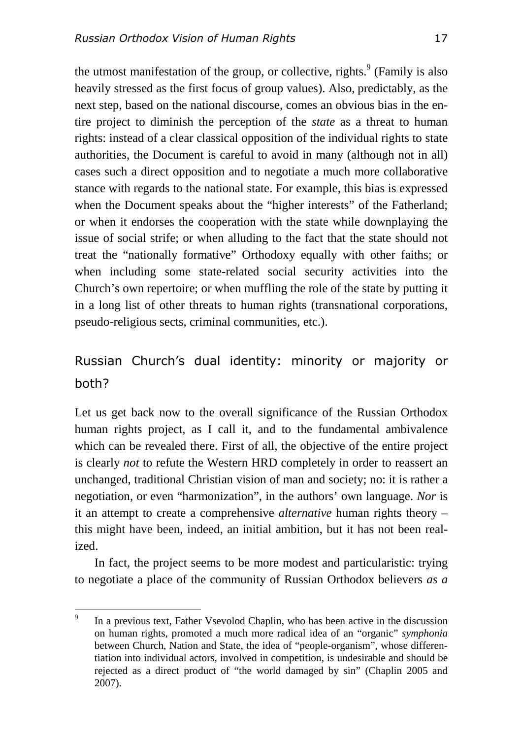the utmost manifestation of the group, or collective, rights.[9] (Family is also heavily stressed as the first focus of group values). Also, predictably, as the next step, based on the national discourse, comes an obvious bias in the entire project to diminish the perception of the *state* as a threat to human rights: instead of a clear classical opposition of the individual rights to state authorities, the Document is careful to avoid in many (although not in all) cases such a direct opposition and to negotiate a much more collaborative stance with regards to the national state. For example, this bias is expressed when the Document speaks about the "higher interests" of the Fatherland; or when it endorses the cooperation with the state while downplaying the issue of social strife; or when alluding to the fact that the state should not treat the "nationally formative" Orthodoxy equally with other faiths; or when including some state-related social security activities into the Church's own repertoire; or when muffling the role of the state by putting it in a long list of other threats to human rights (transnational corporations, pseudo-religious sects, criminal communities, etc.).

## Russian Church's dual identity: minority or majority or both?

Let us get back now to the overall significance of the Russian Orthodox human rights project, as I call it, and to the fundamental ambivalence which can be revealed there. First of all, the objective of the entire project is clearly *not* to refute the Western HRD completely in order to reassert an unchanged, traditional Christian vision of man and society; no: it is rather a negotiation, or even "harmonization", in the authors' own language. *Nor* is it an attempt to create a comprehensive *alternative* human rights theory – this might have been, indeed, an initial ambition, but it has not been realized.

In fact, the project seems to be more modest and particularistic: trying to negotiate a place of the community of Russian Orthodox believers *as a*

[9] In a previous text, Father Vsevolod Chaplin, who has been active in the discussion on human rights, promoted a much more radical idea of an "organic" *symphonia* between Church, Nation and State, the idea of "people-organism", whose differentiation into individual actors, involved in competition, is undesirable and should be rejected as a direct product of "the world damaged by sin" (Chaplin 2005 and 2007).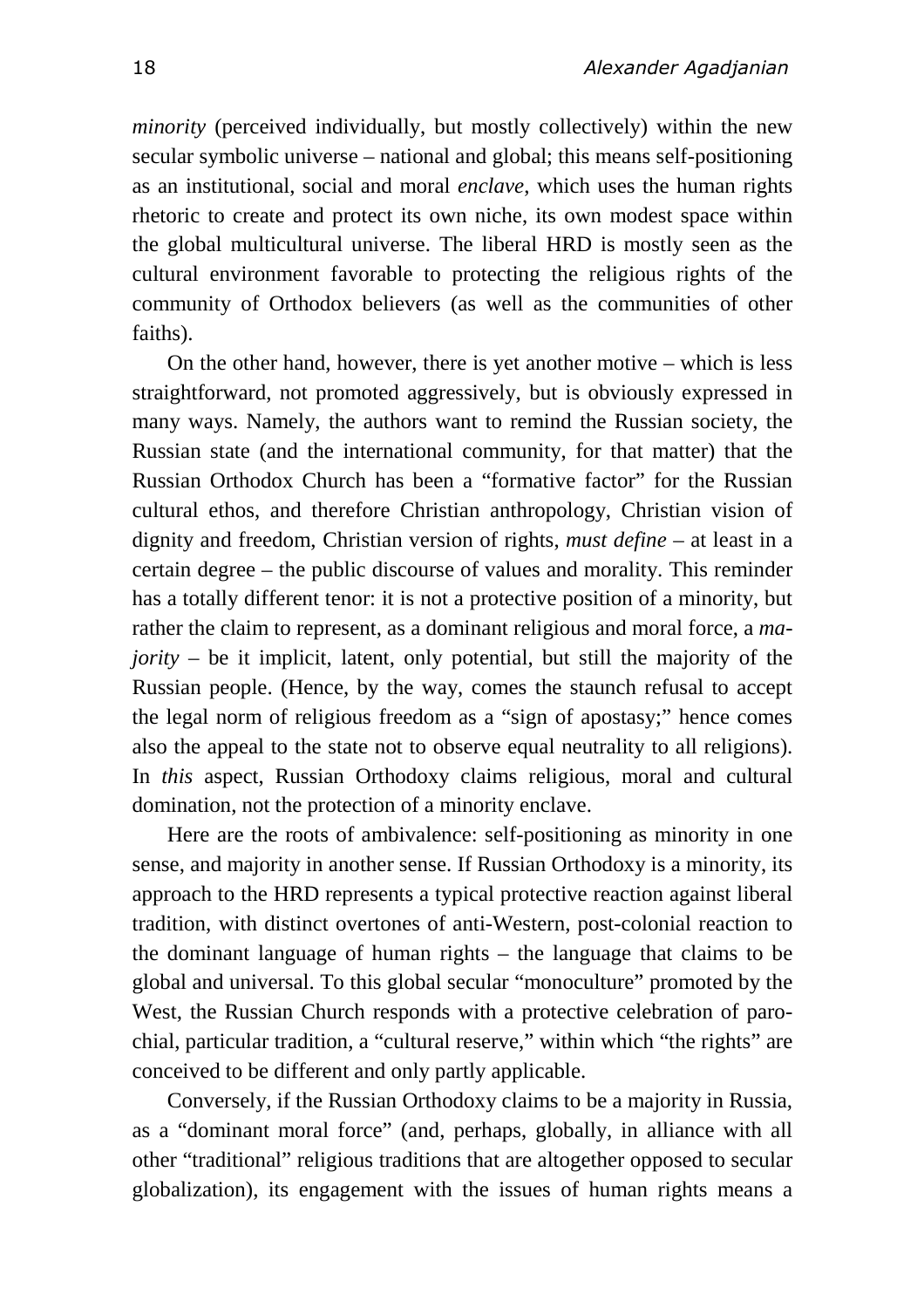*minority* (perceived individually, but mostly collectively) within the new secular symbolic universe – national and global; this means self-positioning as an institutional, social and moral *enclave*, which uses the human rights rhetoric to create and protect its own niche, its own modest space within the global multicultural universe. The liberal HRD is mostly seen as the cultural environment favorable to protecting the religious rights of the community of Orthodox believers (as well as the communities of other faiths).

On the other hand, however, there is yet another motive – which is less straightforward, not promoted aggressively, but is obviously expressed in many ways. Namely, the authors want to remind the Russian society, the Russian state (and the international community, for that matter) that the Russian Orthodox Church has been a "formative factor" for the Russian cultural ethos, and therefore Christian anthropology, Christian vision of dignity and freedom, Christian version of rights, *must define* – at least in a certain degree – the public discourse of values and morality. This reminder has a totally different tenor: it is not a protective position of a minority, but rather the claim to represent, as a dominant religious and moral force, a *majority* – be it implicit, latent, only potential, but still the majority of the Russian people. (Hence, by the way, comes the staunch refusal to accept the legal norm of religious freedom as a "sign of apostasy;" hence comes also the appeal to the state not to observe equal neutrality to all religions). In *this* aspect, Russian Orthodoxy claims religious, moral and cultural domination, not the protection of a minority enclave.

Here are the roots of ambivalence: self-positioning as minority in one sense, and majority in another sense. If Russian Orthodoxy is a minority, its approach to the HRD represents a typical protective reaction against liberal tradition, with distinct overtones of anti-Western, post-colonial reaction to the dominant language of human rights – the language that claims to be global and universal. To this global secular "monoculture" promoted by the West, the Russian Church responds with a protective celebration of parochial, particular tradition, a "cultural reserve," within which "the rights" are conceived to be different and only partly applicable.

Conversely, if the Russian Orthodoxy claims to be a majority in Russia, as a "dominant moral force" (and, perhaps, globally, in alliance with all other "traditional" religious traditions that are altogether opposed to secular globalization), its engagement with the issues of human rights means a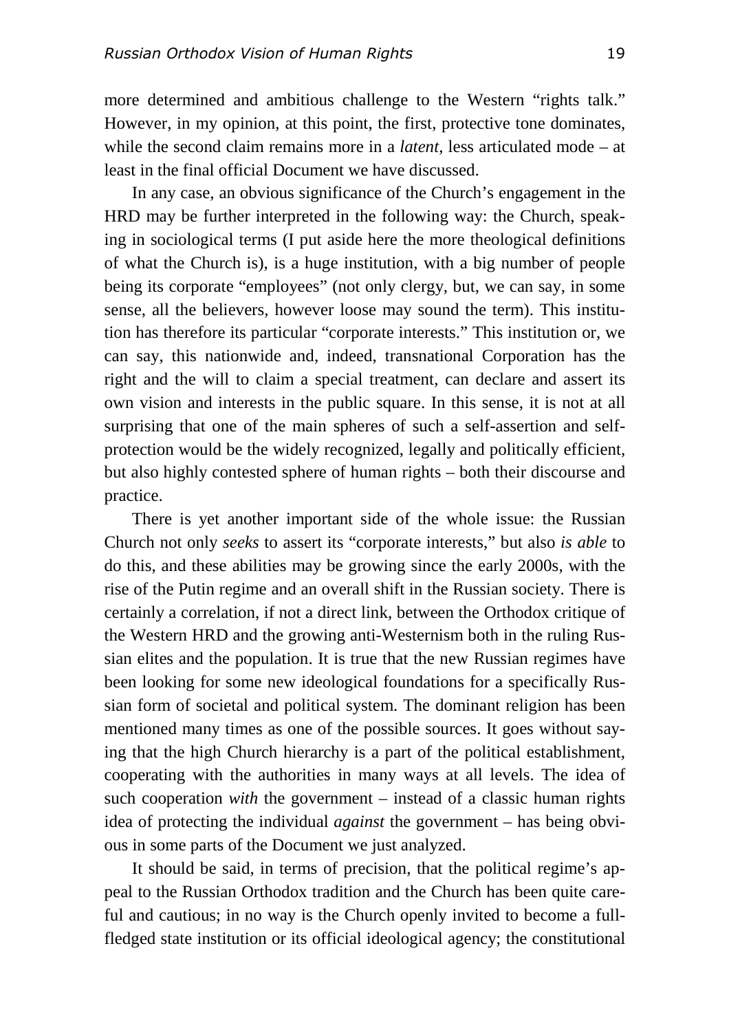more determined and ambitious challenge to the Western "rights talk." However, in my opinion, at this point, the first, protective tone dominates, while the second claim remains more in a *latent*, less articulated mode – at least in the final official Document we have discussed.

In any case, an obvious significance of the Church's engagement in the HRD may be further interpreted in the following way: the Church, speaking in sociological terms (I put aside here the more theological definitions of what the Church is), is a huge institution, with a big number of people being its corporate "employees" (not only clergy, but, we can say, in some sense, all the believers, however loose may sound the term). This institution has therefore its particular "corporate interests." This institution or, we can say, this nationwide and, indeed, transnational Corporation has the right and the will to claim a special treatment, can declare and assert its own vision and interests in the public square. In this sense, it is not at all surprising that one of the main spheres of such a self-assertion and self-protection would be the widely recognized, legally and politically efficient, but also highly contested sphere of human rights – both their discourse and practice.

There is yet another important side of the whole issue: the Russian Church not only *seeks* to assert its "corporate interests," but also *is able* to do this, and these abilities may be growing since the early 2000s, with the rise of the Putin regime and an overall shift in the Russian society. There is certainly a correlation, if not a direct link, between the Orthodox critique of the Western HRD and the growing anti-Westernism both in the ruling Russian elites and the population. It is true that the new Russian regimes have been looking for some new ideological foundations for a specifically Russian form of societal and political system. The dominant religion has been mentioned many times as one of the possible sources. It goes without saying that the high Church hierarchy is a part of the political establishment, cooperating with the authorities in many ways at all levels. The idea of such cooperation *with* the government – instead of a classic human rights idea of protecting the individual *against* the government – has being obvious in some parts of the Document we just analyzed.

It should be said, in terms of precision, that the political regime's appeal to the Russian Orthodox tradition and the Church has been quite careful and cautious; in no way is the Church openly invited to become a full-fledged state institution or its official ideological agency; the constitutional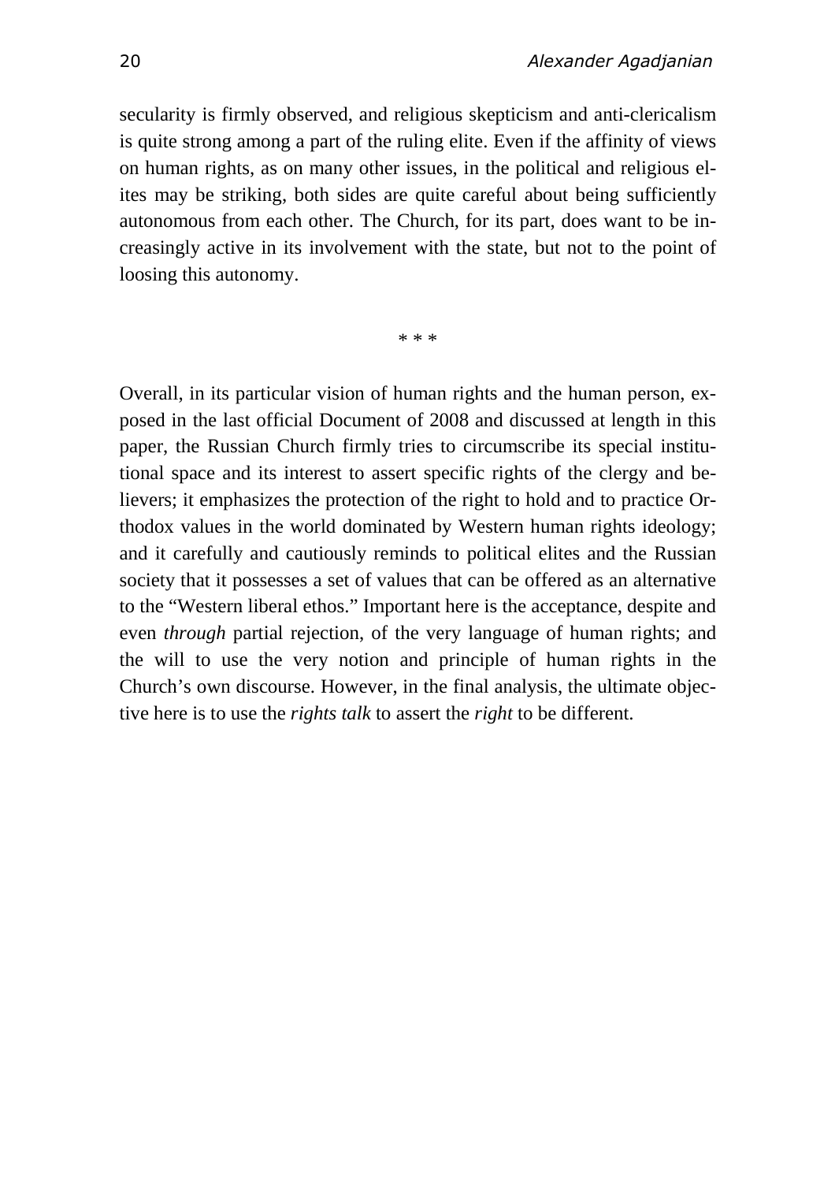secularity is firmly observed, and religious skepticism and anti-clericalism is quite strong among a part of the ruling elite. Even if the affinity of views on human rights, as on many other issues, in the political and religious elites may be striking, both sides are quite careful about being sufficiently autonomous from each other. The Church, for its part, does want to be increasingly active in its involvement with the state, but not to the point of loosing this autonomy.

\* \* \*

Overall, in its particular vision of human rights and the human person, exposed in the last official Document of 2008 and discussed at length in this paper, the Russian Church firmly tries to circumscribe its special institutional space and its interest to assert specific rights of the clergy and believers; it emphasizes the protection of the right to hold and to practice Orthodox values in the world dominated by Western human rights ideology; and it carefully and cautiously reminds to political elites and the Russian society that it possesses a set of values that can be offered as an alternative to the "Western liberal ethos." Important here is the acceptance, despite and even *through* partial rejection, of the very language of human rights; and the will to use the very notion and principle of human rights in the Church's own discourse. However, in the final analysis, the ultimate objective here is to use the *rights talk* to assert the *right* to be different.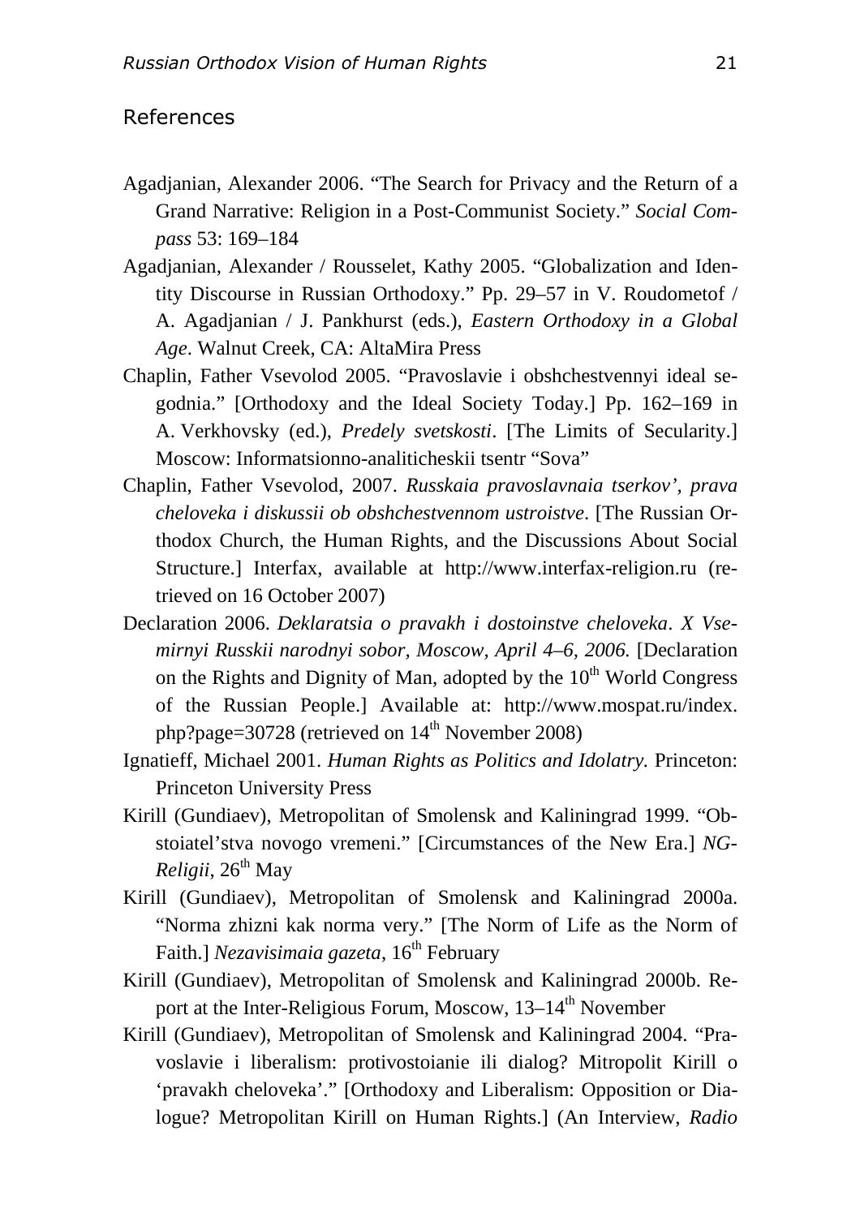## References

Agadjanian, Alexander 2006. "The Search for Privacy and the Return of a Grand Narrative: Religion in a Post-Communist Society." *Social Compass* 53: 169–184

Agadjanian, Alexander / Rousselet, Kathy 2005. "Globalization and Identity Discourse in Russian Orthodoxy." Pp. 29–57 in V. Roudometof / A. Agadjanian / J. Pankhurst (eds.), *Eastern Orthodoxy in a Global Age*. Walnut Creek, CA: AltaMira Press

Chaplin, Father Vsevolod 2005. "Pravoslavie i obshchestvennyi ideal segodnia." [Orthodoxy and the Ideal Society Today.] Pp. 162–169 in A. Verkhovsky (ed.), *Predely svetskosti*. [The Limits of Secularity.] Moscow: Informatsionno-analiticheskii tsentr "Sova"

Chaplin, Father Vsevolod, 2007. *Russkaia pravoslavnaia tserkov', prava cheloveka i diskussii ob obshchestvennom ustroistve*. [The Russian Orthodox Church, the Human Rights, and the Discussions About Social Structure.] Interfax, available at http://www.interfax-religion.ru (retrieved on 16 October 2007)

Declaration 2006. *Deklaratsia o pravakh i dostoinstve cheloveka*. *X Vsemirnyi Russkii narodnyi sobor, Moscow, April 4–6, 2006.* [Declaration on the Rights and Dignity of Man, adopted by the 10th World Congress of the Russian People.] Available at: http://www.mospat.ru/index.php?page=30728 (retrieved on 14th November 2008)

Ignatieff, Michael 2001. *Human Rights as Politics and Idolatry.* Princeton: Princeton University Press

Kirill (Gundiaev), Metropolitan of Smolensk and Kaliningrad 1999. "Obstoiatel'stva novogo vremeni." [Circumstances of the New Era.] *NG-Religii*, 26th May

Kirill (Gundiaev), Metropolitan of Smolensk and Kaliningrad 2000a. "Norma zhizni kak norma very." [The Norm of Life as the Norm of Faith.] *Nezavisimaia gazeta*, 16th February

Kirill (Gundiaev), Metropolitan of Smolensk and Kaliningrad 2000b. Report at the Inter-Religious Forum, Moscow, 13–14th November

Kirill (Gundiaev), Metropolitan of Smolensk and Kaliningrad 2004. "Pravoslavie i liberalism: protivostoianie ili dialog? Mitropolit Kirill o 'pravakh cheloveka'." [Orthodoxy and Liberalism: Opposition or Dialogue? Metropolitan Kirill on Human Rights.] (An Interview, *Radio*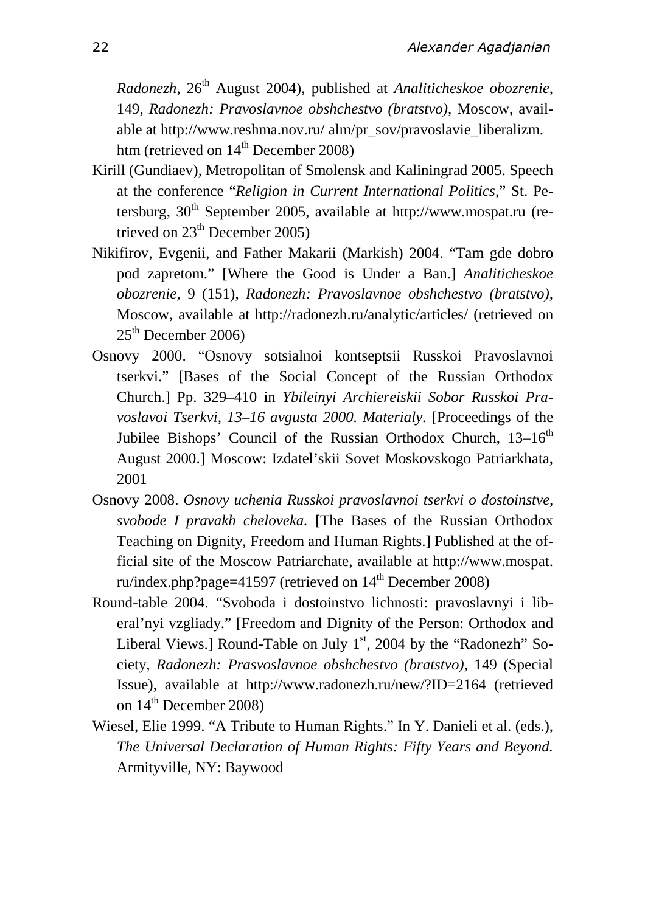*Radonezh*, 26th August 2004), published at *Analiticheskoe obozrenie*, 149, *Radonezh: Pravoslavnoe obshchestvo (bratstvo),* Moscow, available at http://www.reshma.nov.ru/ alm/pr_sov/pravoslavie_liberalizm.htm (retrieved on 14th December 2008)

Kirill (Gundiaev), Metropolitan of Smolensk and Kaliningrad 2005. Speech at the conference "*Religion in Current International Politics*," St. Petersburg, 30th September 2005, available at http://www.mospat.ru (retrieved on 23th December 2005)

Nikifirov, Evgenii, and Father Makarii (Markish) 2004. "Tam gde dobro pod zapretom." [Where the Good is Under a Ban.] *Analiticheskoe obozrenie*, 9 (151), *Radonezh: Pravoslavnoe obshchestvo (bratstvo)*, Moscow, available at http://radonezh.ru/analytic/articles/ (retrieved on 25th December 2006)

Osnovy 2000. "Osnovy sotsialnoi kontseptsii Russkoi Pravoslavnoi tserkvi." [Bases of the Social Concept of the Russian Orthodox Church.] Pp. 329–410 in *Ybileinyi Archiereiskii Sobor Russkoi Pravoslavoi Tserkvi, 13–16 avgusta 2000. Materialy*. [Proceedings of the Jubilee Bishops' Council of the Russian Orthodox Church, 13–16th August 2000.] Moscow: Izdatel'skii Sovet Moskovskogo Patriarkhata, 2001

Osnovy 2008. *Osnovy uchenia Russkoi pravoslavnoi tserkvi o dostoinstve, svobode I pravakh cheloveka.* **[**The Bases of the Russian Orthodox Teaching on Dignity, Freedom and Human Rights.] Published at the official site of the Moscow Patriarchate, available at http://www.mospat.ru/index.php?page=41597 (retrieved on 14th December 2008)

Round-table 2004. "Svoboda i dostoinstvo lichnosti: pravoslavnyi i liberal'nyi vzgliady." [Freedom and Dignity of the Person: Orthodox and Liberal Views.] Round-Table on July 1st, 2004 by the "Radonezh" Society, *Radonezh: Prasvoslavnoe obshchestvo (bratstvo)*, 149 (Special Issue), available at http://www.radonezh.ru/new/?ID=2164 (retrieved on 14th December 2008)

Wiesel, Elie 1999. "A Tribute to Human Rights." In Y. Danieli et al. (eds.), *The Universal Declaration of Human Rights: Fifty Years and Beyond.* Armityville, NY: Baywood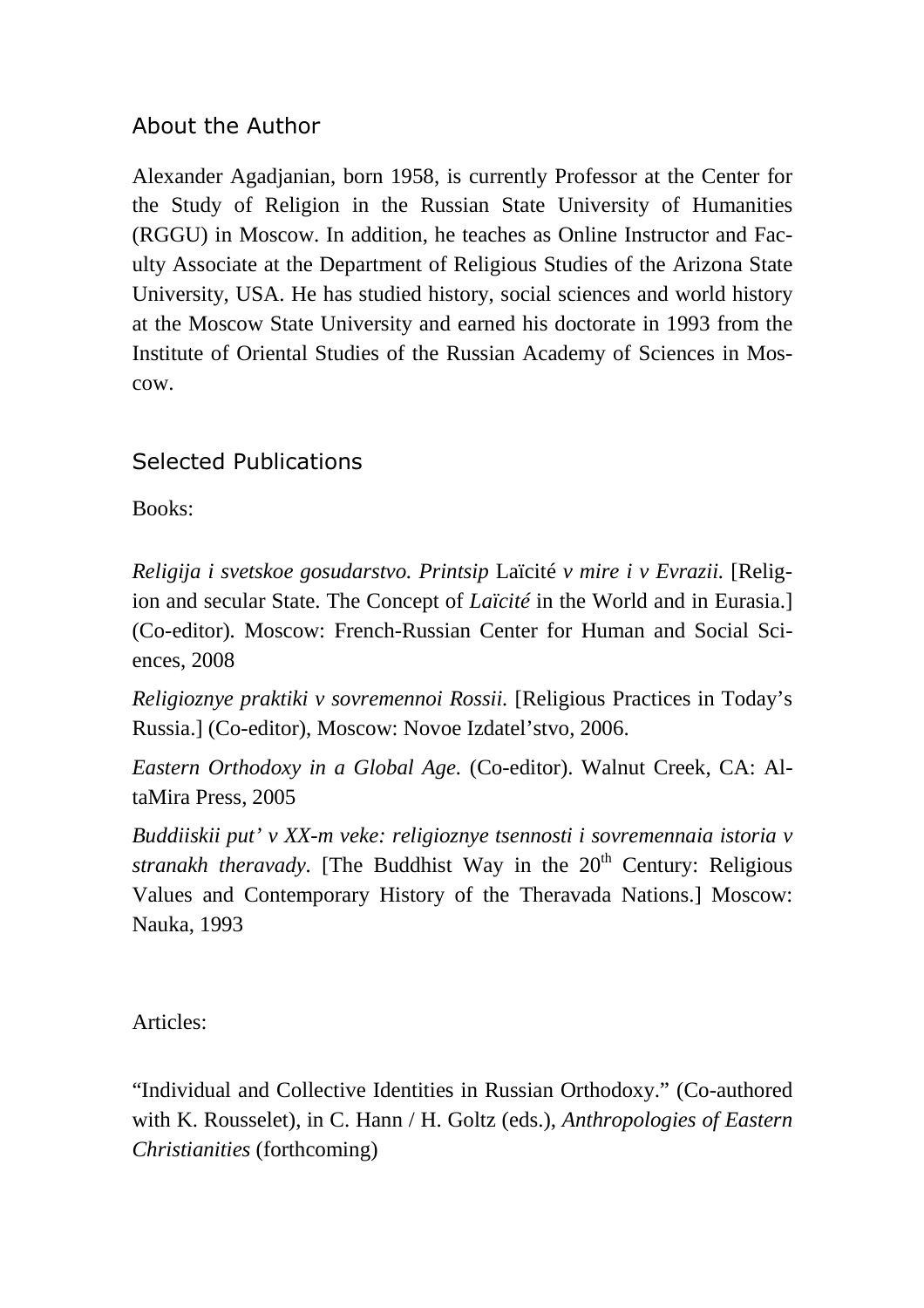## About the Author

Alexander Agadjanian, born 1958, is currently Professor at the Center for the Study of Religion in the Russian State University of Humanities (RGGU) in Moscow. In addition, he teaches as Online Instructor and Faculty Associate at the Department of Religious Studies of the Arizona State University, USA. He has studied history, social sciences and world history at the Moscow State University and earned his doctorate in 1993 from the Institute of Oriental Studies of the Russian Academy of Sciences in Moscow.

## Selected Publications

Books:

*Religija i svetskoe gosudarstvo. Printsip* Laïcité *v mire i v Evrazii.* [Religion and secular State. The Concept of *Laïcité* in the World and in Eurasia.] (Co-editor). Moscow: French-Russian Center for Human and Social Sciences, 2008

*Religioznye praktiki v sovremennoi Rossii.* [Religious Practices in Today's Russia.] (Co-editor), Moscow: Novoe Izdatel'stvo, 2006.

*Eastern Orthodoxy in a Global Age.* (Co-editor). Walnut Creek, CA: AltaMira Press, 2005

*Buddiiskii put' v XX-m veke: religioznye tsennosti i sovremennaia istoria v stranakh theravady.* [The Buddhist Way in the 20th Century: Religious Values and Contemporary History of the Theravada Nations.] Moscow: Nauka, 1993

Articles:

"Individual and Collective Identities in Russian Orthodoxy." (Co-authored with K. Rousselet), in C. Hann / H. Goltz (eds.), *Anthropologies of Eastern Christianities* (forthcoming)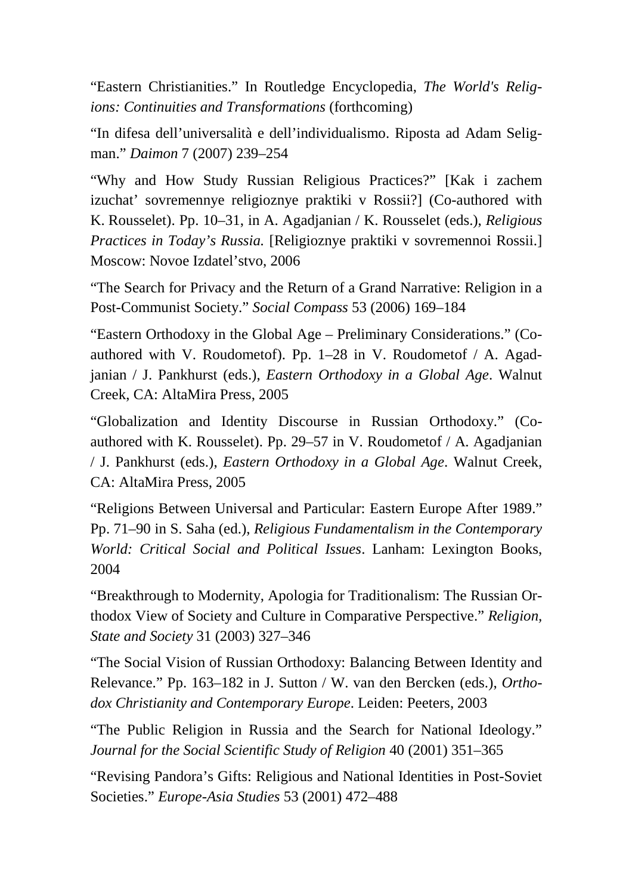"Eastern Christianities." In Routledge Encyclopedia, *The World's Religions: Continuities and Transformations* (forthcoming)

"In difesa dell'universalità e dell'individualismo. Riposta ad Adam Seligman." *Daimon* 7 (2007) 239–254

"Why and How Study Russian Religious Practices?" [Kak i zachem izuchat' sovremennye religioznye praktiki v Rossii?] (Co-authored with K. Rousselet). Pp. 10–31, in A. Agadjanian / K. Rousselet (eds.), *Religious Practices in Today's Russia.* [Religioznye praktiki v sovremennoi Rossii.] Moscow: Novoe Izdatel'stvo, 2006

"The Search for Privacy and the Return of a Grand Narrative: Religion in a Post-Communist Society." *Social Compass* 53 (2006) 169–184

"Eastern Orthodoxy in the Global Age – Preliminary Considerations." (Co-authored with V. Roudometof). Pp. 1–28 in V. Roudometof / A. Agadjanian / J. Pankhurst (eds.), *Eastern Orthodoxy in a Global Age*. Walnut Creek, CA: AltaMira Press, 2005

"Globalization and Identity Discourse in Russian Orthodoxy." (Co-authored with K. Rousselet). Pp. 29–57 in V. Roudometof / A. Agadjanian / J. Pankhurst (eds.), *Eastern Orthodoxy in a Global Age*. Walnut Creek, CA: AltaMira Press, 2005

"Religions Between Universal and Particular: Eastern Europe After 1989." Pp. 71–90 in S. Saha (ed.), *Religious Fundamentalism in the Contemporary World: Critical Social and Political Issues*. Lanham: Lexington Books, 2004

"Breakthrough to Modernity, Apologia for Traditionalism: The Russian Orthodox View of Society and Culture in Comparative Perspective." *Religion, State and Society* 31 (2003) 327–346

"The Social Vision of Russian Orthodoxy: Balancing Between Identity and Relevance." Pp. 163–182 in J. Sutton / W. van den Bercken (eds.), *Orthodox Christianity and Contemporary Europe*. Leiden: Peeters, 2003

"The Public Religion in Russia and the Search for National Ideology." *Journal for the Social Scientific Study of Religion* 40 (2001) 351–365

"Revising Pandora's Gifts: Religious and National Identities in Post-Soviet Societies." *Europe-Asia Studies* 53 (2001) 472–488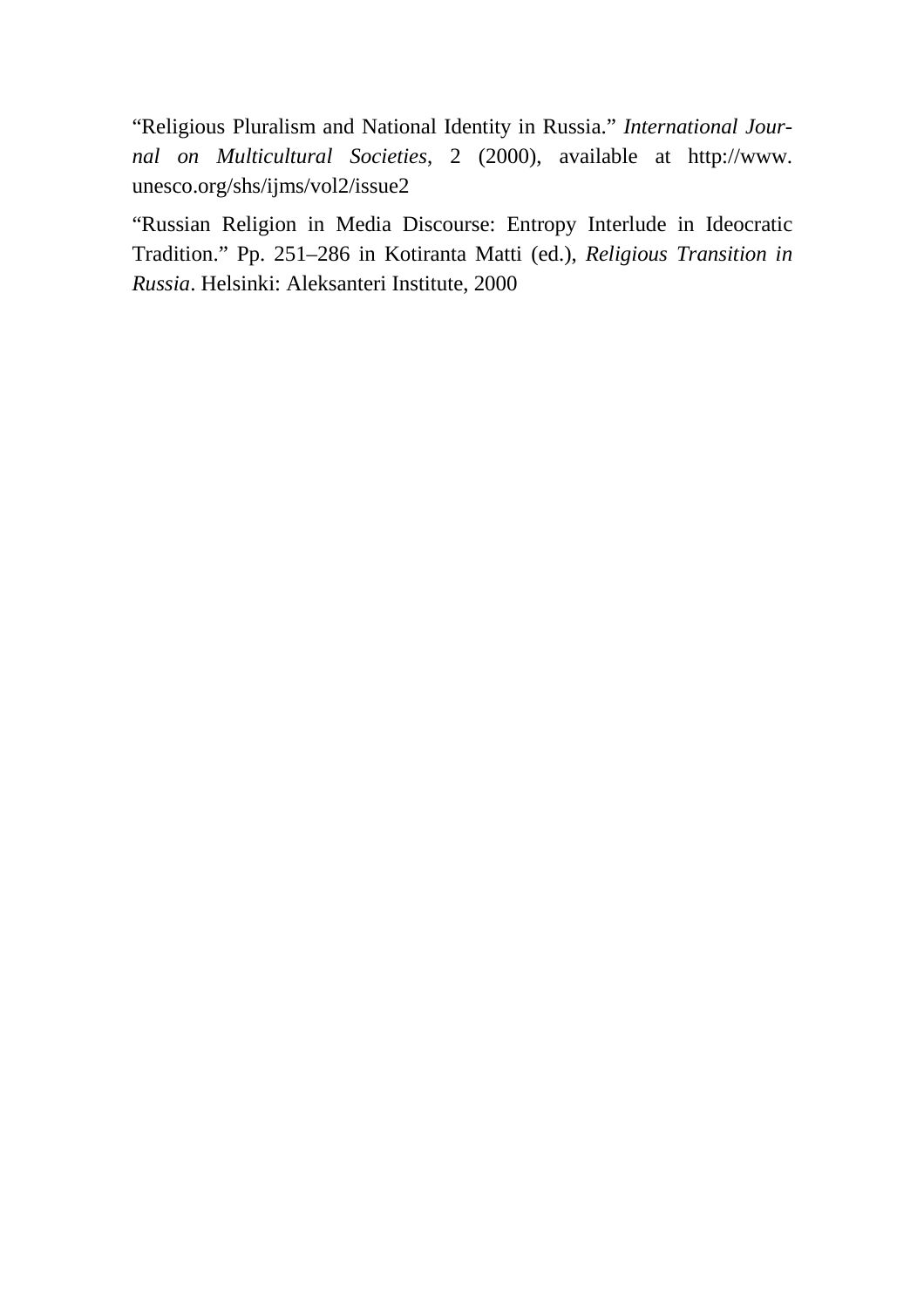"Religious Pluralism and National Identity in Russia." *International Journal on Multicultural Societies*, 2 (2000), available at http://www.unesco.org/shs/ijms/vol2/issue2

"Russian Religion in Media Discourse: Entropy Interlude in Ideocratic Tradition." Pp. 251–286 in Kotiranta Matti (ed.), *Religious Transition in Russia*. Helsinki: Aleksanteri Institute, 2000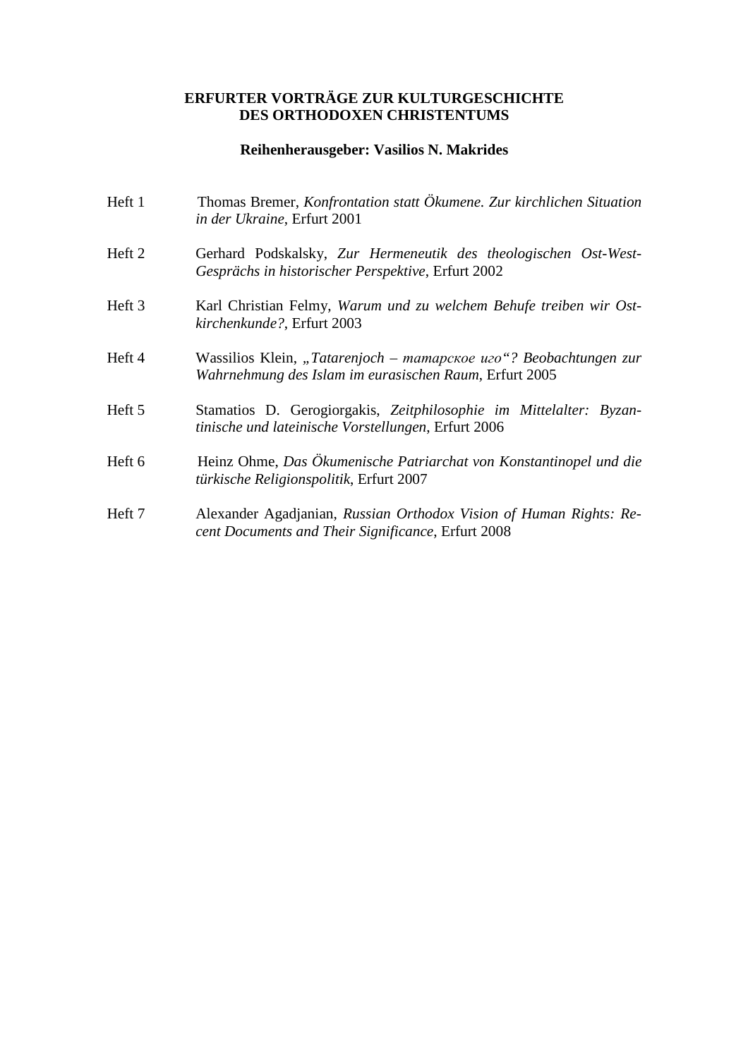**ERFURTER VORTRÄGE ZUR KULTURGESCHICHTE DES ORTHODOXEN CHRISTENTUMS**

**Reihenherausgeber: Vasilios N. Makrides**

Heft 1 Thomas Bremer, *Konfrontation statt Ökumene. Zur kirchlichen Situation in der Ukraine*, Erfurt 2001

Heft 2 Gerhard Podskalsky, *Zur Hermeneutik des theologischen Ost-West-Gesprächs in historischer Perspektive*, Erfurt 2002

Heft 3 Karl Christian Felmy, *Warum und zu welchem Behufe treiben wir Ostkirchenkunde?*, Erfurt 2003

Heft 4 Wassilios Klein, *„Tatarenjoch – татарское иго“? Beobachtungen zur Wahrnehmung des Islam im eurasischen Raum*, Erfurt 2005

Heft 5 Stamatios D. Gerogiorgakis, *Zeitphilosophie im Mittelalter: Byzantinische und lateinische Vorstellungen*, Erfurt 2006

Heft 6 Heinz Ohme, *Das Ökumenische Patriarchat von Konstantinopel und die türkische Religionspolitik*, Erfurt 2007

Heft 7 Alexander Agadjanian, *Russian Orthodox Vision of Human Rights: Recent Documents and Their Significance*, Erfurt 2008